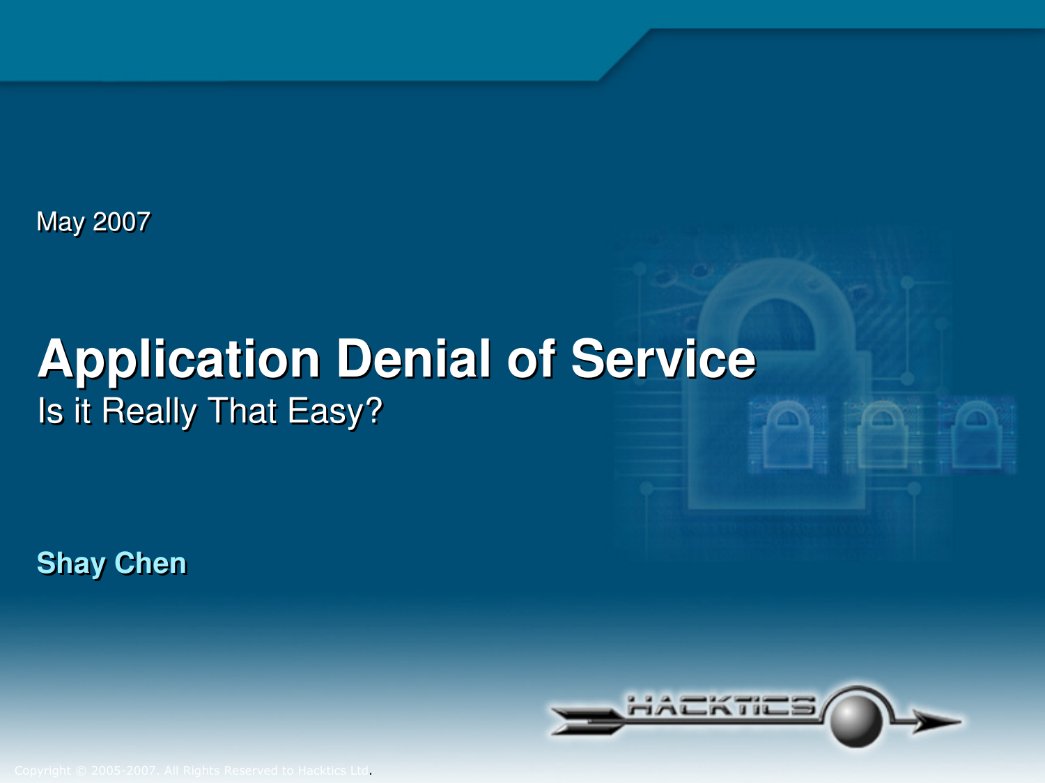May 2007

# Application Denial of Service

## Is it Really That Easy?

**Shay Chen**

Copyright © 2005-2007. All Rights Reserved to Hacktics Ltd.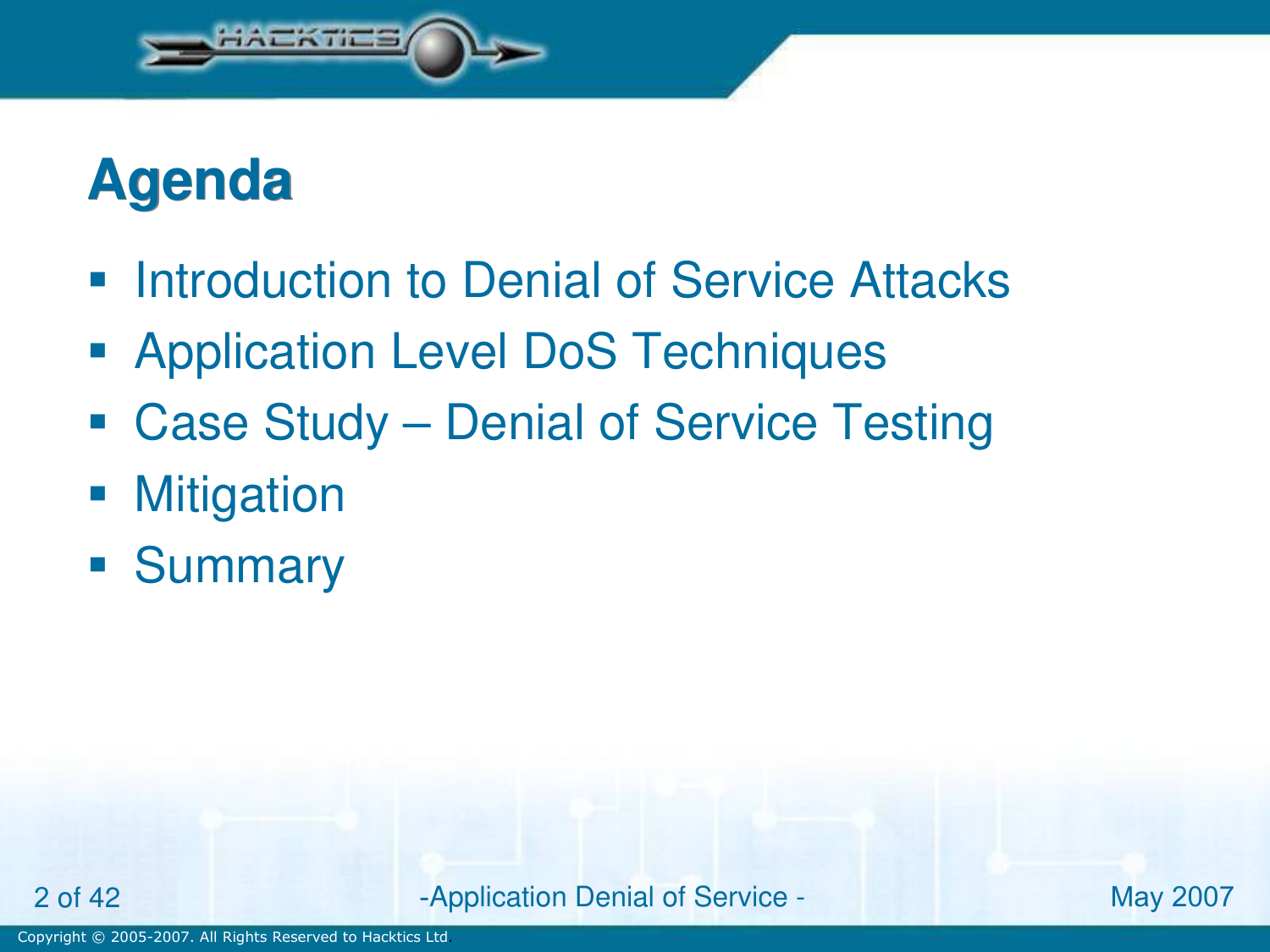# Agenda

- Introduction to Denial of Service Attacks
- Application Level DoS Techniques
- Case Study – Denial of Service Testing
- Mitigation
- Summary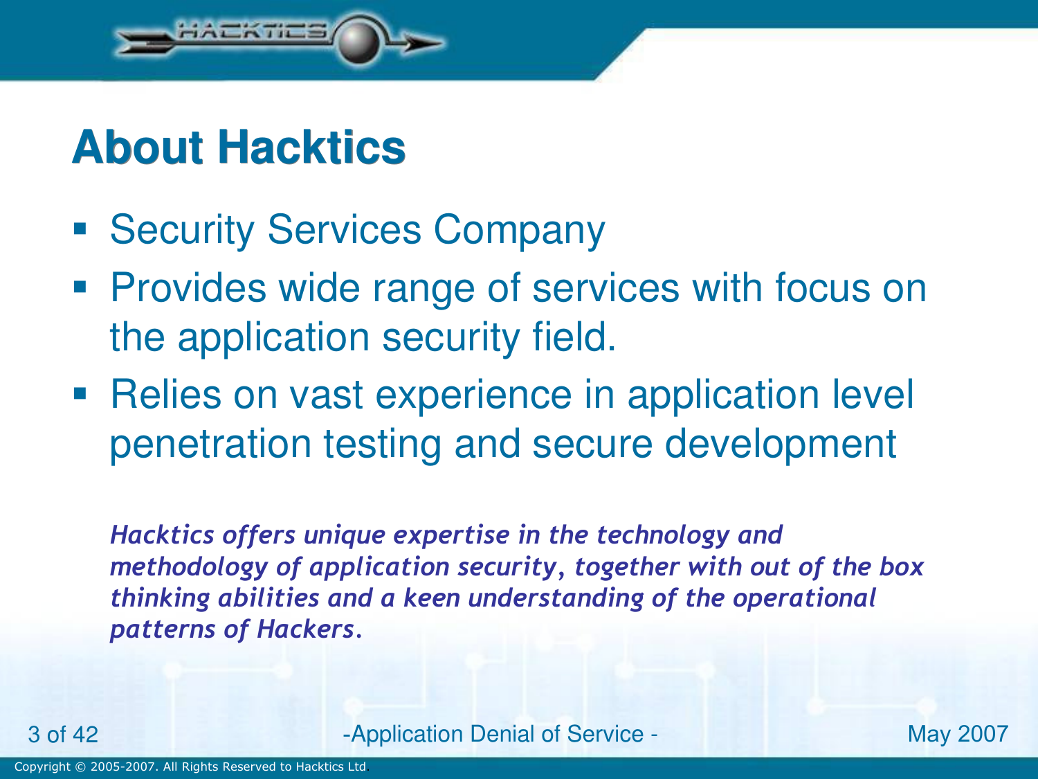# About Hacktics

- Security Services Company
- Provides wide range of services with focus on the application security field.
- Relies on vast experience in application level penetration testing and secure development

***Hacktics offers unique expertise in the technology and methodology of application security, together with out of the box thinking abilities and a keen understanding of the operational patterns of Hackers.***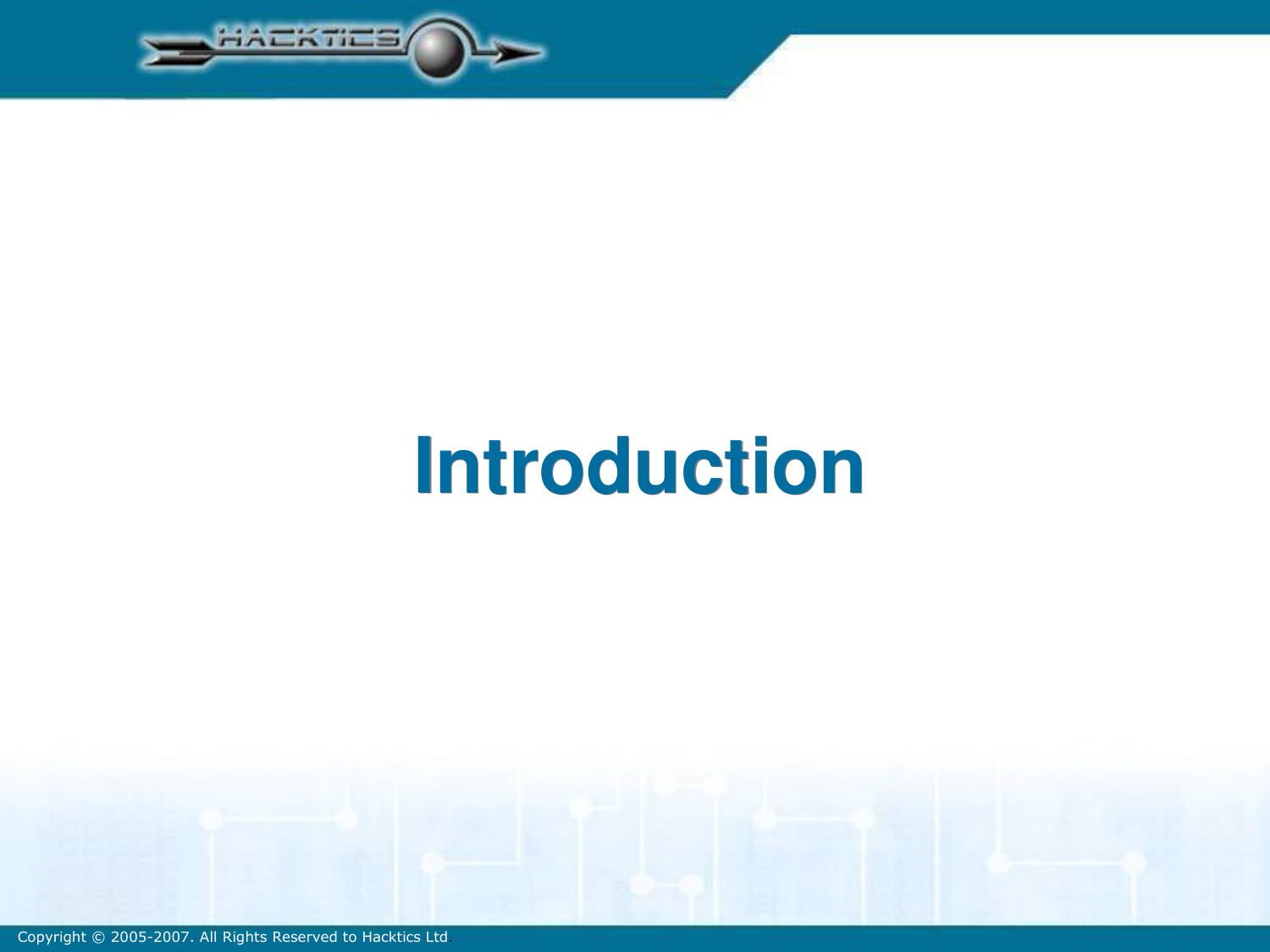# Introduction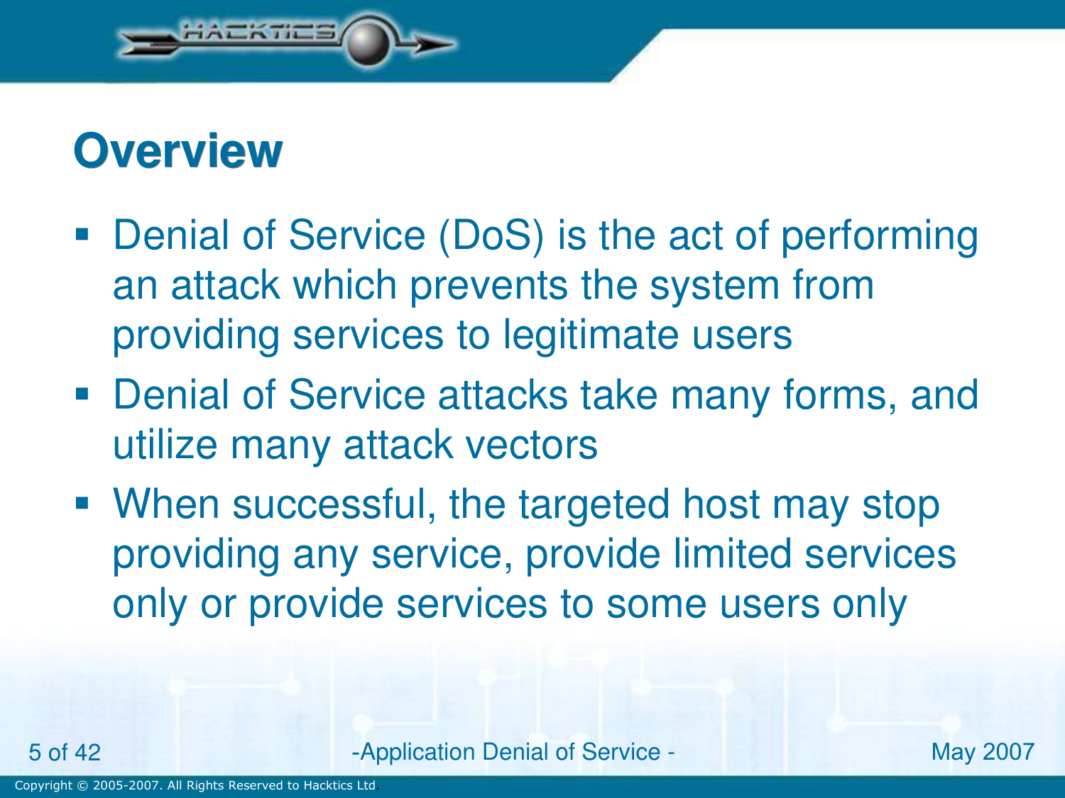# Overview

- Denial of Service (DoS) is the act of performing an attack which prevents the system from providing services to legitimate users
- Denial of Service attacks take many forms, and utilize many attack vectors
- When successful, the targeted host may stop providing any service, provide limited services only or provide services to some users only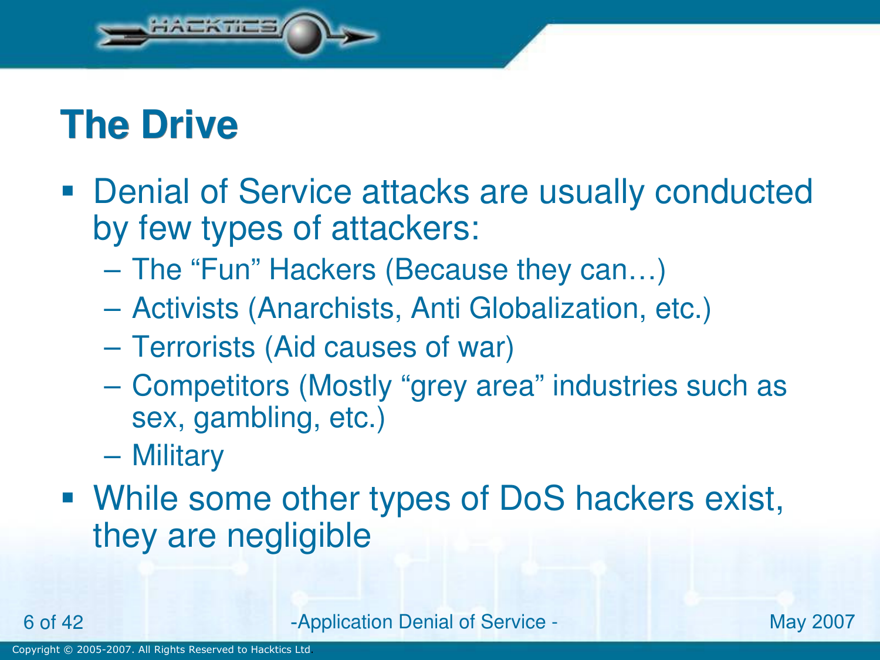# The Drive

- Denial of Service attacks are usually conducted by few types of attackers:
  - The "Fun" Hackers (Because they can…)
  - Activists (Anarchists, Anti Globalization, etc.)
  - Terrorists (Aid causes of war)
  - Competitors (Mostly "grey area" industries such as sex, gambling, etc.)
  - Military
- While some other types of DoS hackers exist, they are negligible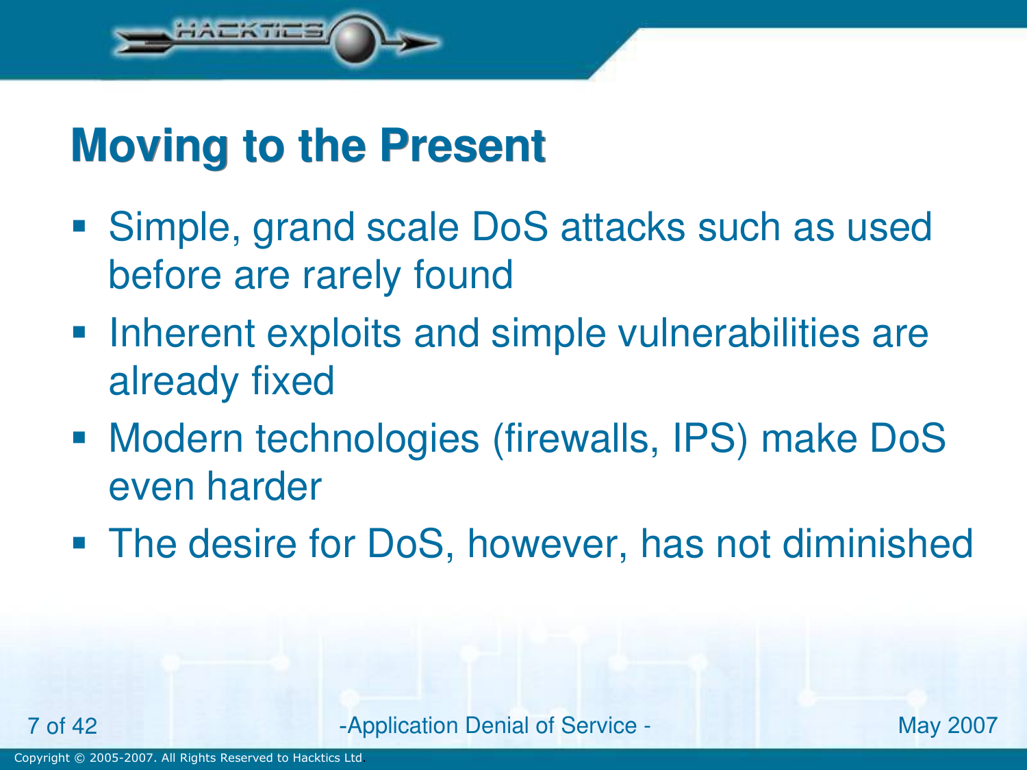# Moving to the Present

- Simple, grand scale DoS attacks such as used before are rarely found
- Inherent exploits and simple vulnerabilities are already fixed
- Modern technologies (firewalls, IPS) make DoS even harder
- The desire for DoS, however, has not diminished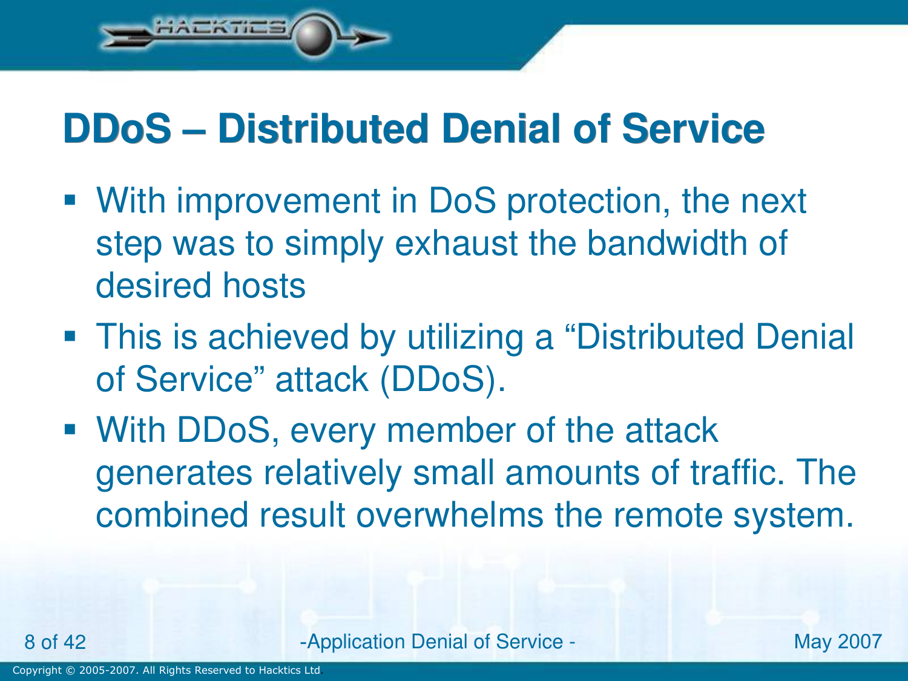# DDoS – Distributed Denial of Service

- With improvement in DoS protection, the next step was to simply exhaust the bandwidth of desired hosts
- This is achieved by utilizing a "Distributed Denial of Service" attack (DDoS).
- With DDoS, every member of the attack generates relatively small amounts of traffic. The combined result overwhelms the remote system.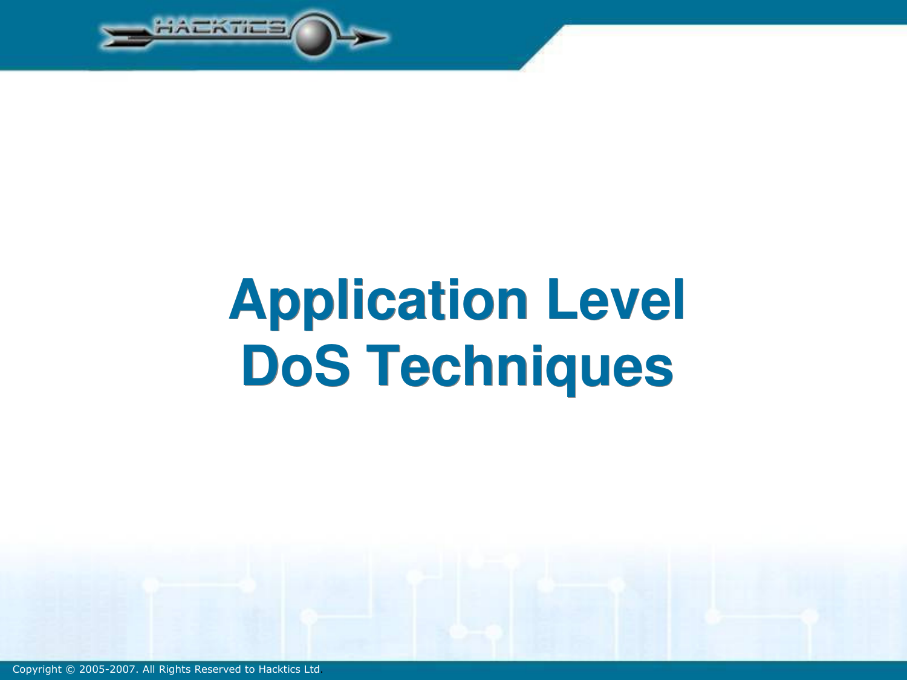# Application Level DoS Techniques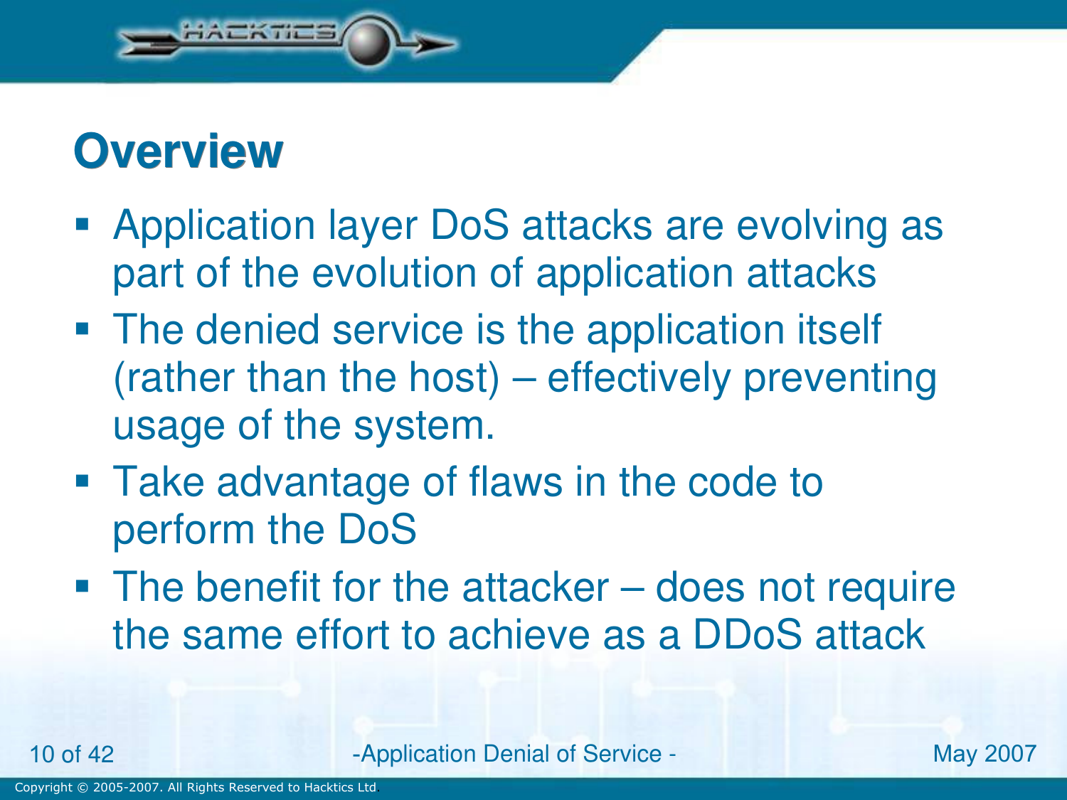# Overview

- Application layer DoS attacks are evolving as part of the evolution of application attacks
- The denied service is the application itself (rather than the host) – effectively preventing usage of the system.
- Take advantage of flaws in the code to perform the DoS
- The benefit for the attacker – does not require the same effort to achieve as a DDoS attack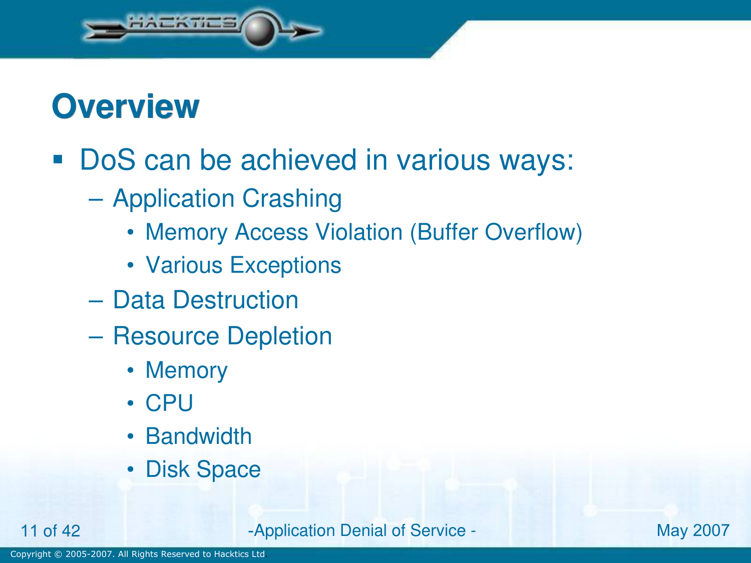# Overview

- DoS can be achieved in various ways:
  - Application Crashing
    - Memory Access Violation (Buffer Overflow)
    - Various Exceptions
  - Data Destruction
  - Resource Depletion
    - Memory
    - CPU
    - Bandwidth
    - Disk Space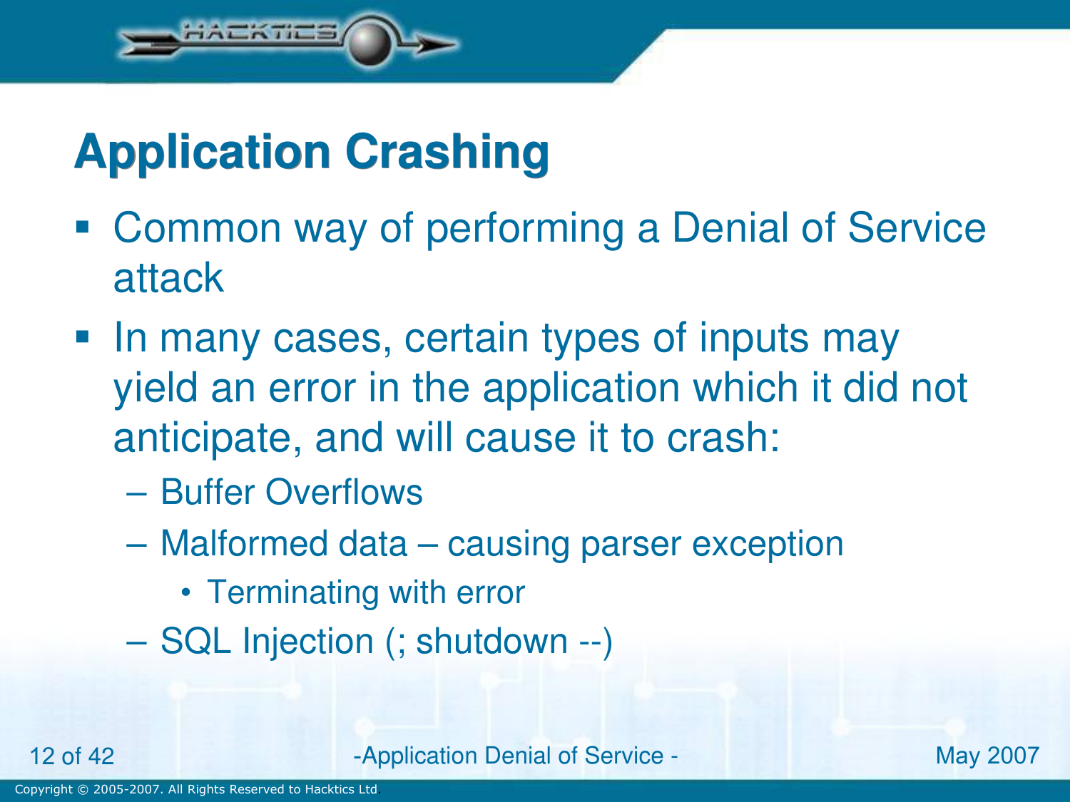# Application Crashing

- Common way of performing a Denial of Service attack
- In many cases, certain types of inputs may yield an error in the application which it did not anticipate, and will cause it to crash:
  - Buffer Overflows
  - Malformed data – causing parser exception
    - Terminating with error
  - SQL Injection (; shutdown --)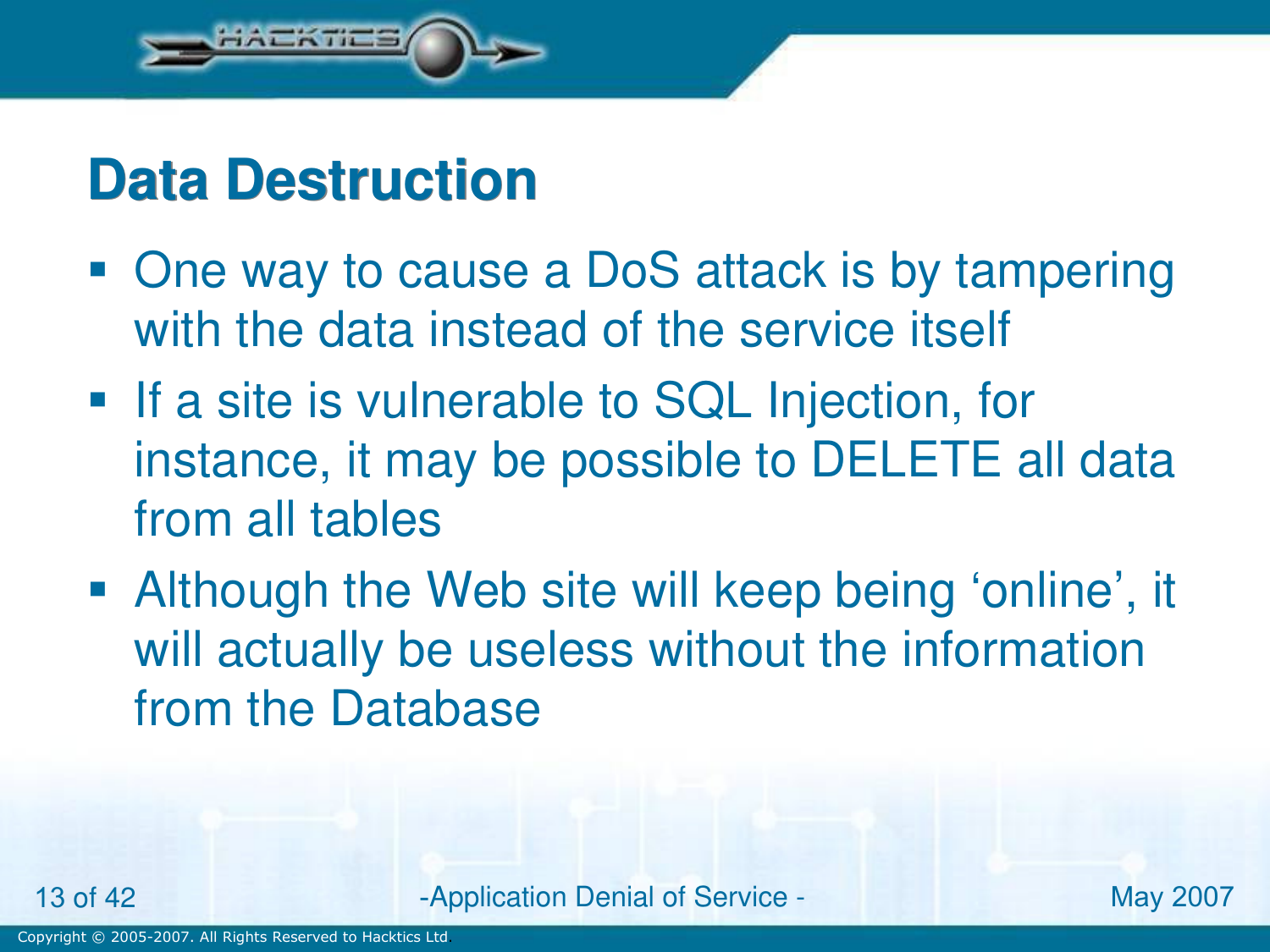# Data Destruction

- One way to cause a DoS attack is by tampering with the data instead of the service itself
- If a site is vulnerable to SQL Injection, for instance, it may be possible to DELETE all data from all tables
- Although the Web site will keep being ‘online’, it will actually be useless without the information from the Database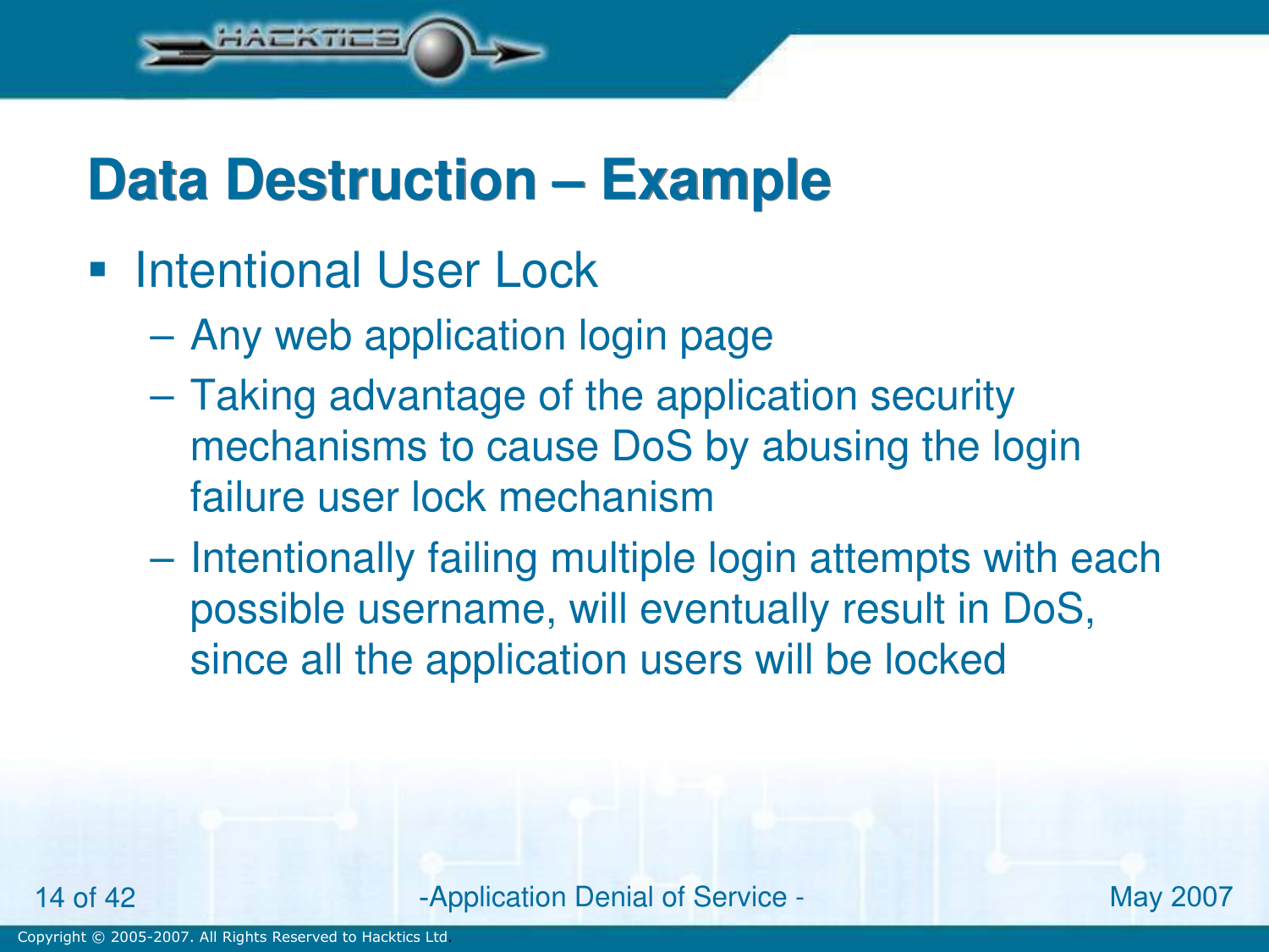# Data Destruction – Example

- Intentional User Lock
  - Any web application login page
  - Taking advantage of the application security mechanisms to cause DoS by abusing the login failure user lock mechanism
  - Intentionally failing multiple login attempts with each possible username, will eventually result in DoS, since all the application users will be locked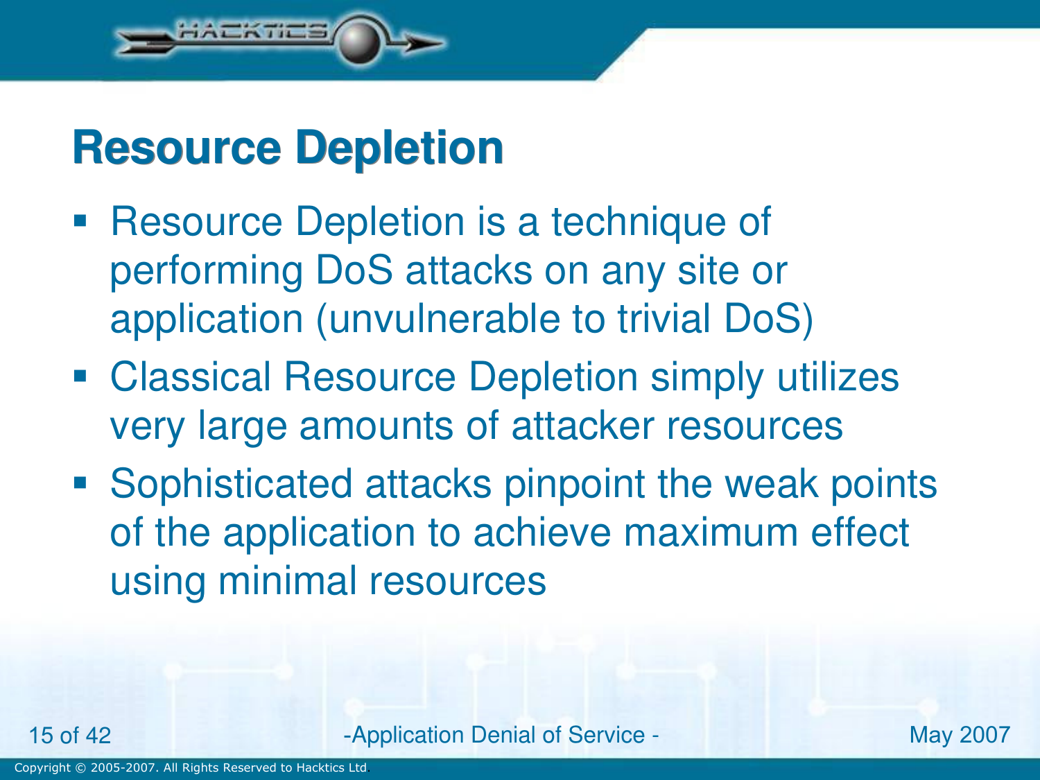# Resource Depletion

- Resource Depletion is a technique of performing DoS attacks on any site or application (unvulnerable to trivial DoS)
- Classical Resource Depletion simply utilizes very large amounts of attacker resources
- Sophisticated attacks pinpoint the weak points of the application to achieve maximum effect using minimal resources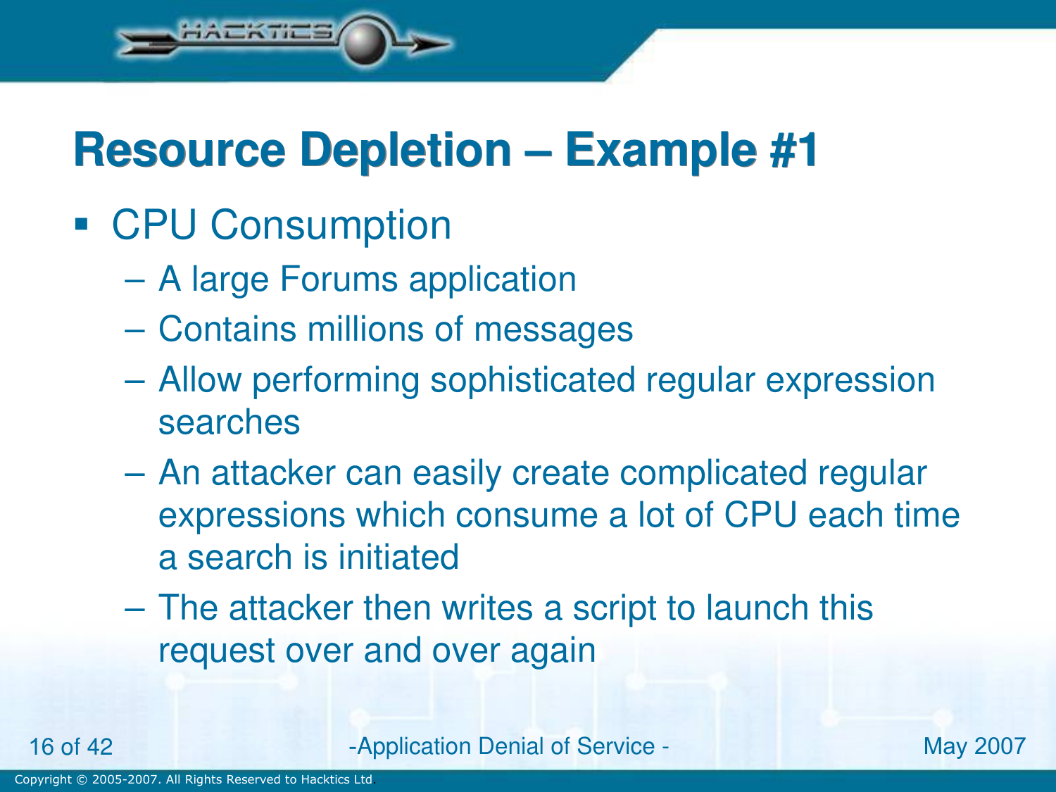# Resource Depletion – Example #1

- CPU Consumption
  - A large Forums application
  - Contains millions of messages
  - Allow performing sophisticated regular expression searches
  - An attacker can easily create complicated regular expressions which consume a lot of CPU each time a search is initiated
  - The attacker then writes a script to launch this request over and over again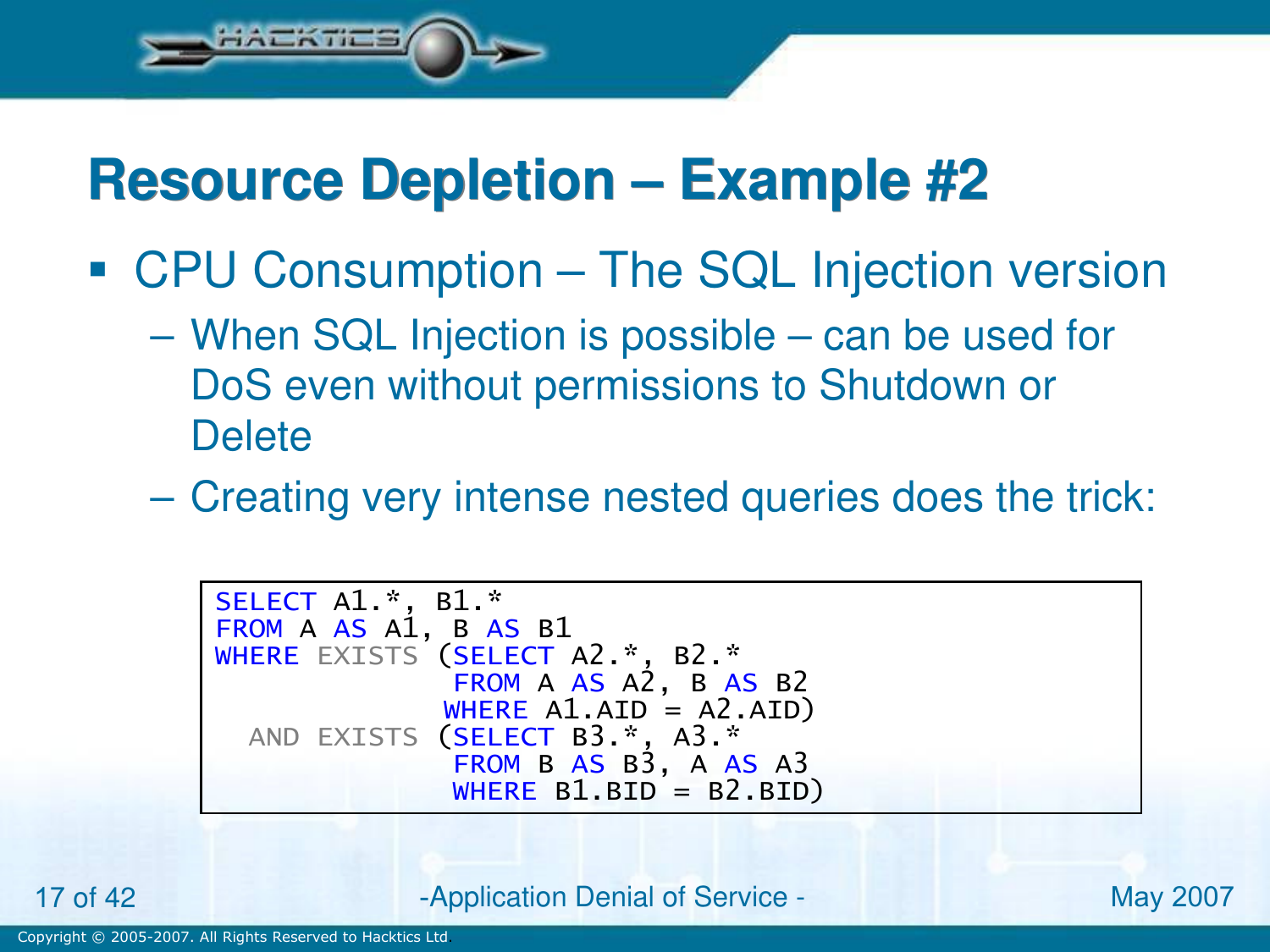# Resource Depletion – Example #2

- CPU Consumption – The SQL Injection version
  - When SQL Injection is possible – can be used for DoS even without permissions to Shutdown or Delete
  - Creating very intense nested queries does the trick:

```
SELECT A1.*, B1.*
FROM A AS A1, B AS B1
WHERE EXISTS (SELECT A2.*, B2.*
              FROM A AS A2, B AS B2
             WHERE A1.AID = A2.AID)
  AND EXISTS (SELECT B3.*, A3.*
              FROM B AS B3, A AS A3
              WHERE B1.BID = B2.BID)
```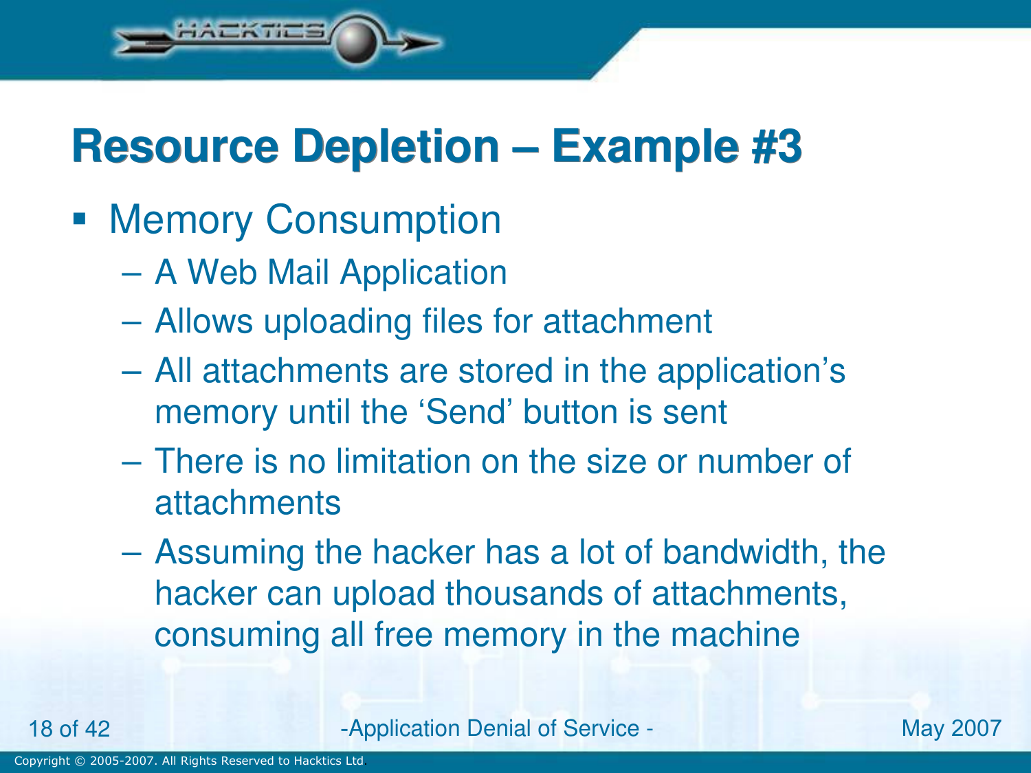# Resource Depletion – Example #3

- Memory Consumption
  - A Web Mail Application
  - Allows uploading files for attachment
  - All attachments are stored in the application's memory until the 'Send' button is sent
  - There is no limitation on the size or number of attachments
  - Assuming the hacker has a lot of bandwidth, the hacker can upload thousands of attachments, consuming all free memory in the machine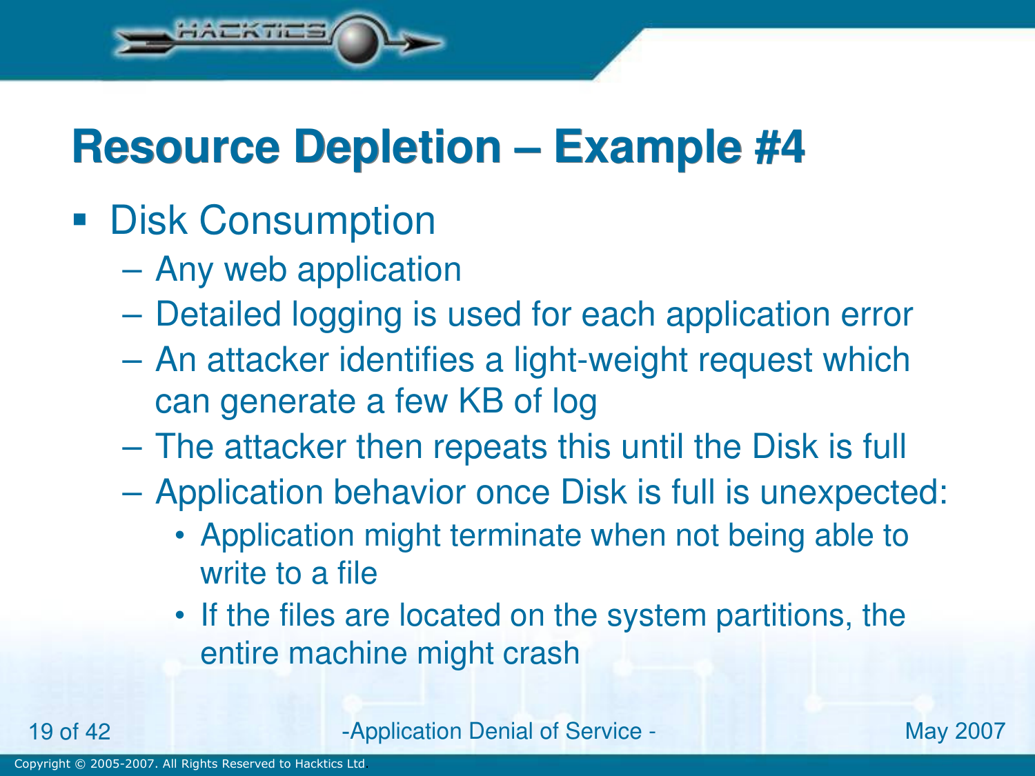# Resource Depletion – Example #4

- Disk Consumption
  - Any web application
  - Detailed logging is used for each application error
  - An attacker identifies a light-weight request which can generate a few KB of log
  - The attacker then repeats this until the Disk is full
  - Application behavior once Disk is full is unexpected:
    - Application might terminate when not being able to write to a file
    - If the files are located on the system partitions, the entire machine might crash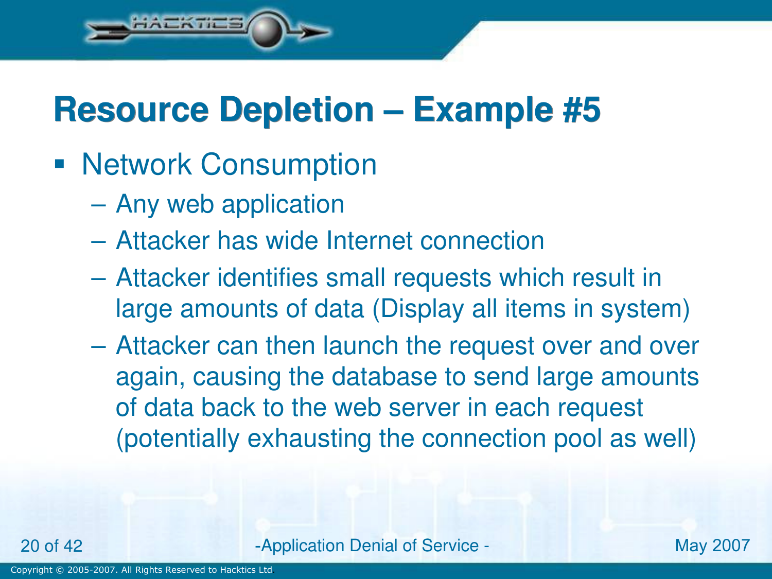# Resource Depletion – Example #5

- Network Consumption
  - Any web application
  - Attacker has wide Internet connection
  - Attacker identifies small requests which result in large amounts of data (Display all items in system)
  - Attacker can then launch the request over and over again, causing the database to send large amounts of data back to the web server in each request (potentially exhausting the connection pool as well)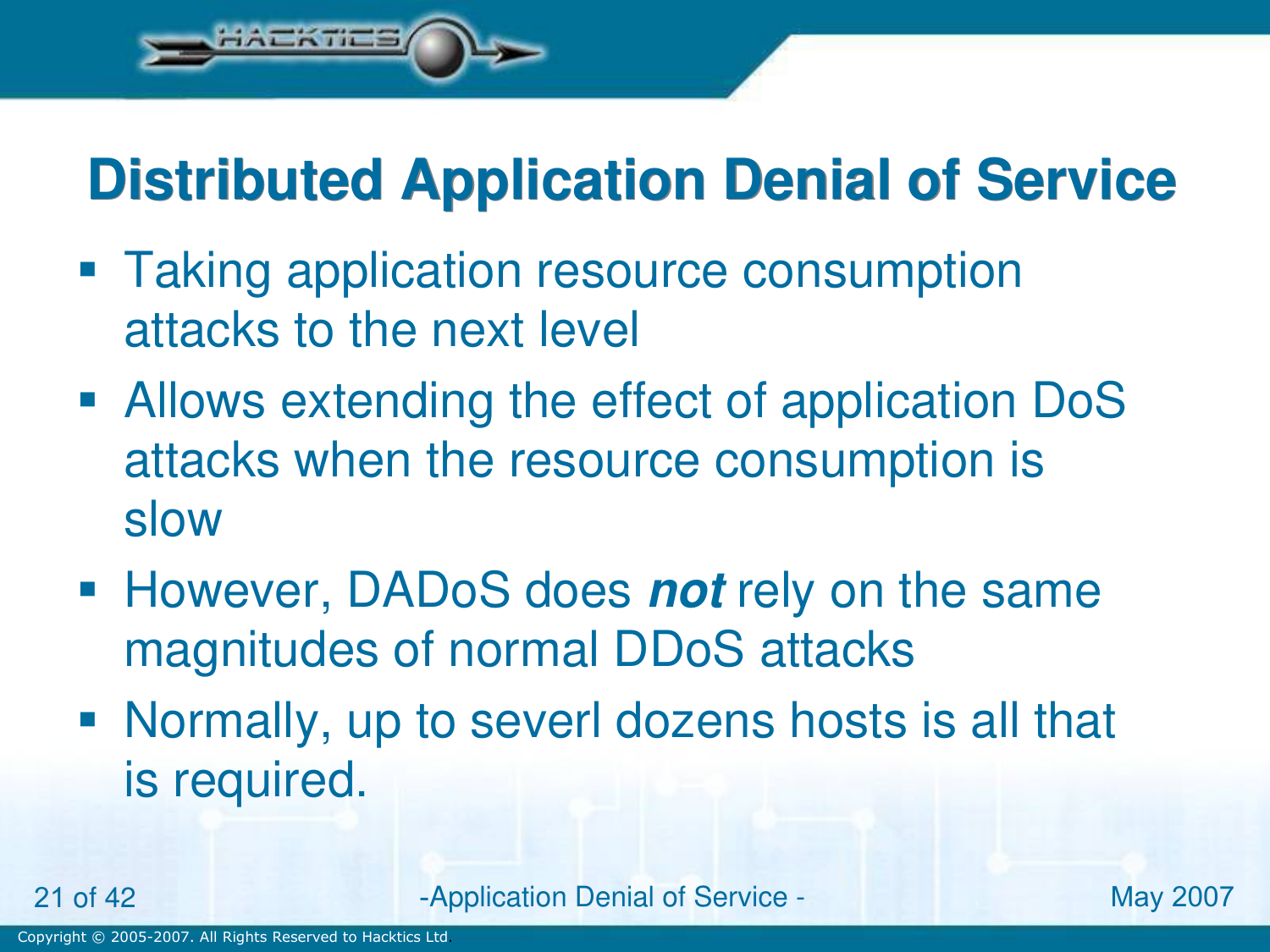# Distributed Application Denial of Service

- Taking application resource consumption attacks to the next level
- Allows extending the effect of application DoS attacks when the resource consumption is slow
- However, DADoS does ***not*** rely on the same magnitudes of normal DDoS attacks
- Normally, up to severl dozens hosts is all that is required.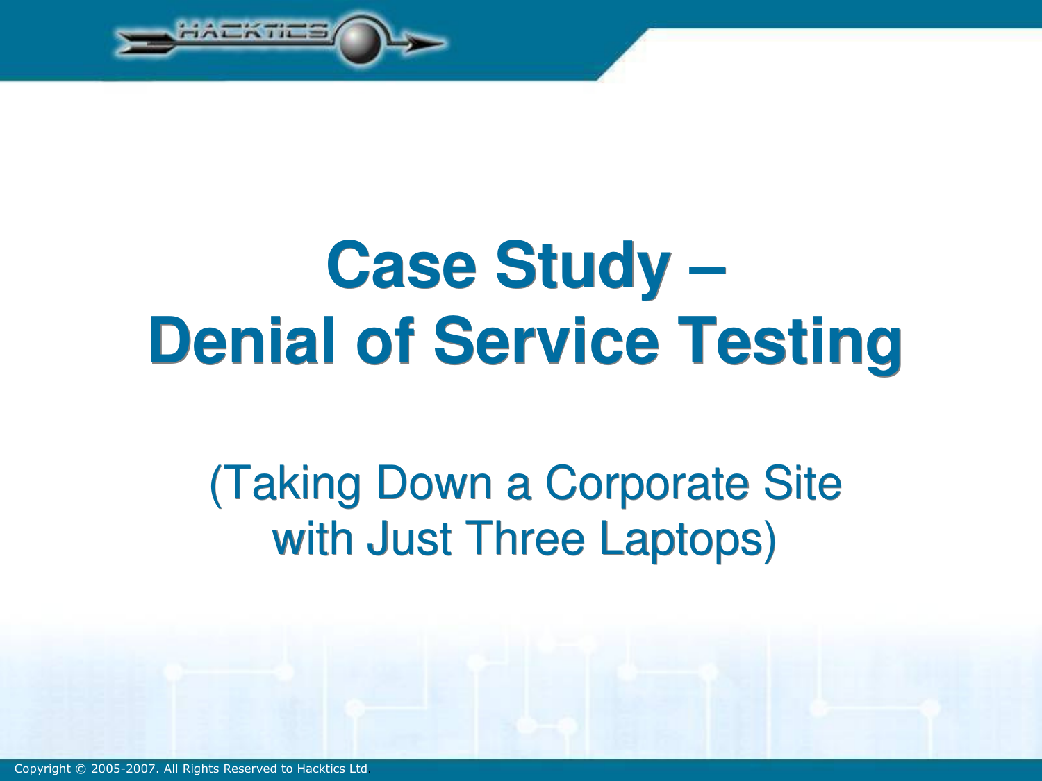# Case Study – Denial of Service Testing

(Taking Down a Corporate Site with Just Three Laptops)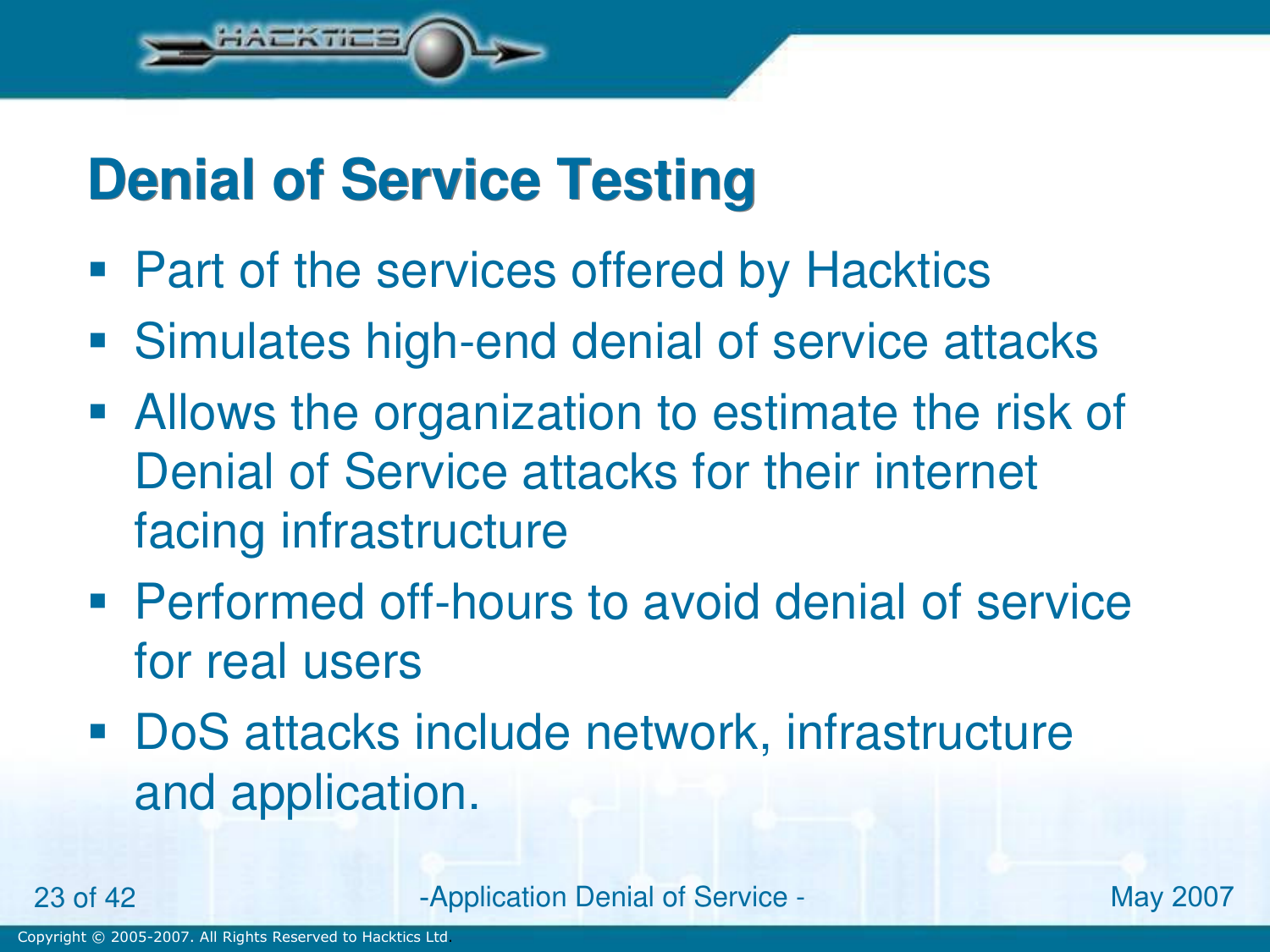# Denial of Service Testing

- Part of the services offered by Hacktics
- Simulates high-end denial of service attacks
- Allows the organization to estimate the risk of Denial of Service attacks for their internet facing infrastructure
- Performed off-hours to avoid denial of service for real users
- DoS attacks include network, infrastructure and application.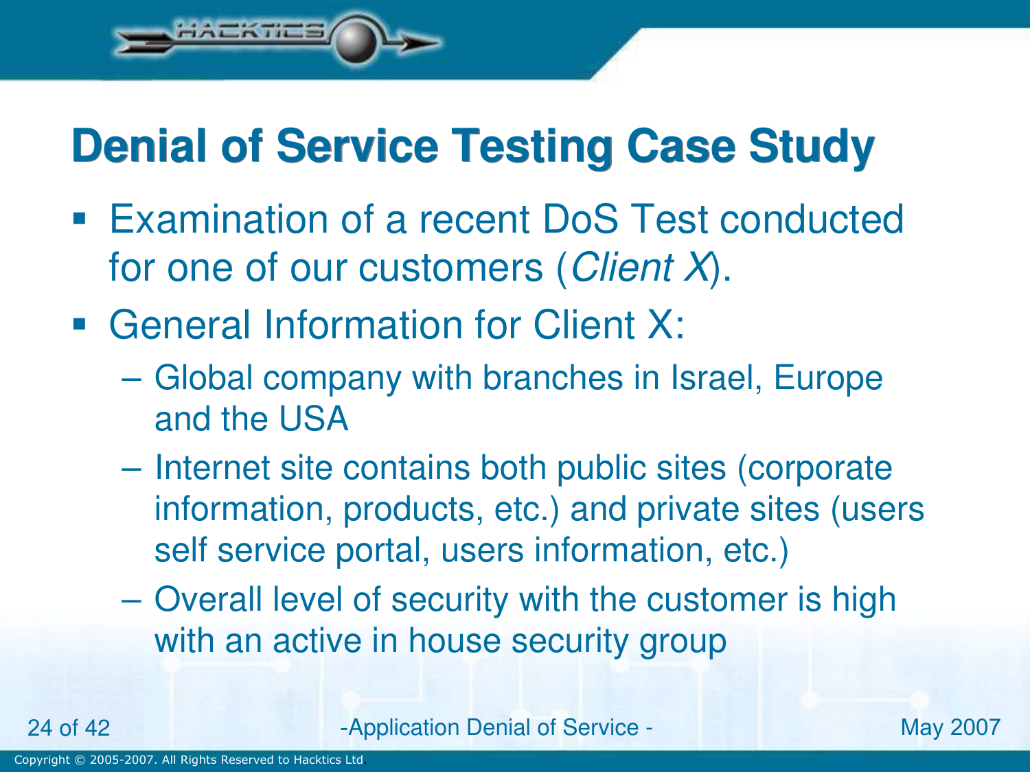# Denial of Service Testing Case Study

- Examination of a recent DoS Test conducted for one of our customers (*Client X*).
- General Information for Client X:
  - Global company with branches in Israel, Europe and the USA
  - Internet site contains both public sites (corporate information, products, etc.) and private sites (users self service portal, users information, etc.)
  - Overall level of security with the customer is high with an active in house security group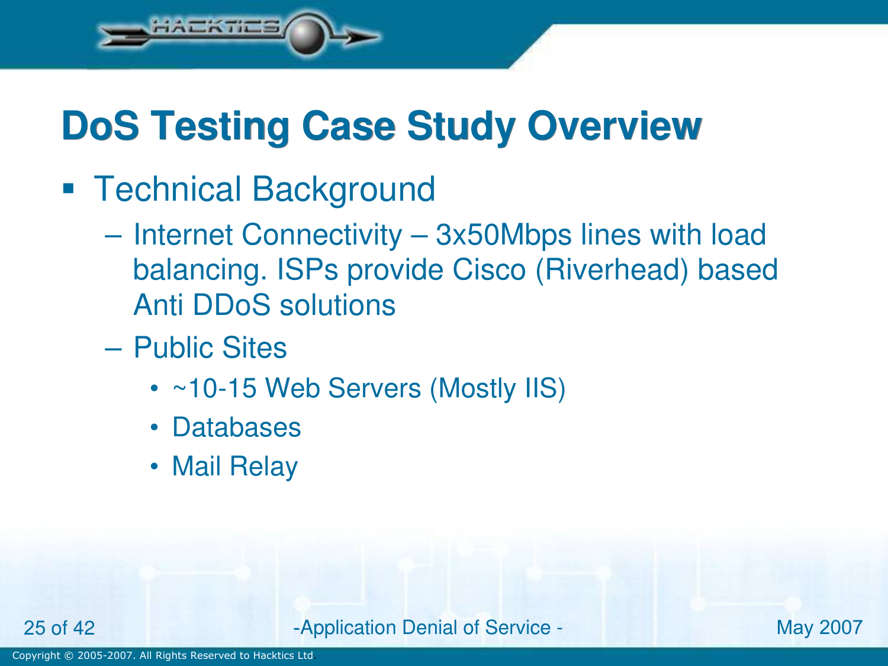# DoS Testing Case Study Overview

- Technical Background
  - Internet Connectivity – 3x50Mbps lines with load balancing. ISPs provide Cisco (Riverhead) based Anti DDoS solutions
  - Public Sites
    - ~10-15 Web Servers (Mostly IIS)
    - Databases
    - Mail Relay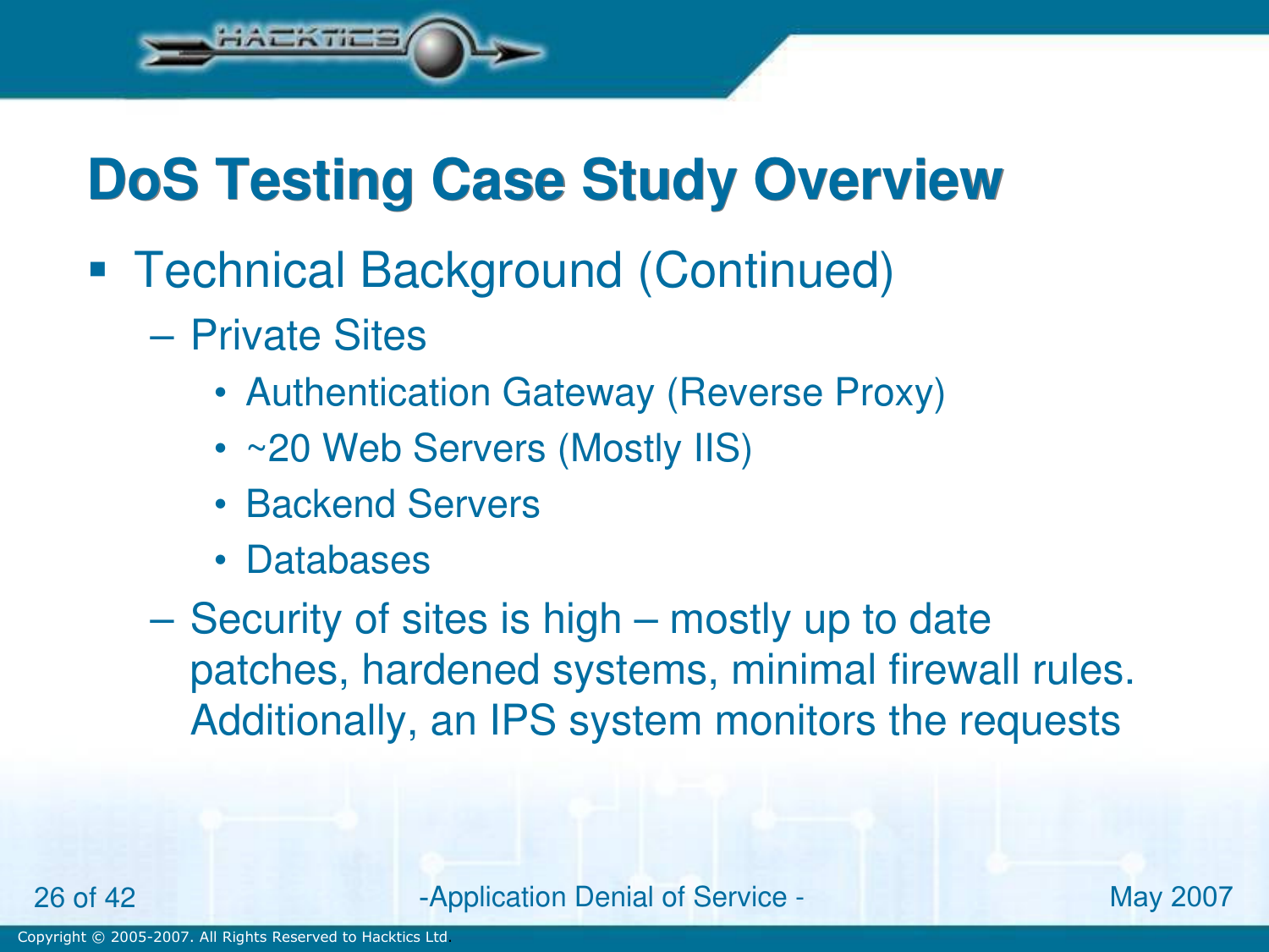# DoS Testing Case Study Overview

- Technical Background (Continued)
  - Private Sites
    - Authentication Gateway (Reverse Proxy)
    - ~20 Web Servers (Mostly IIS)
    - Backend Servers
    - Databases
  - Security of sites is high – mostly up to date patches, hardened systems, minimal firewall rules. Additionally, an IPS system monitors the requests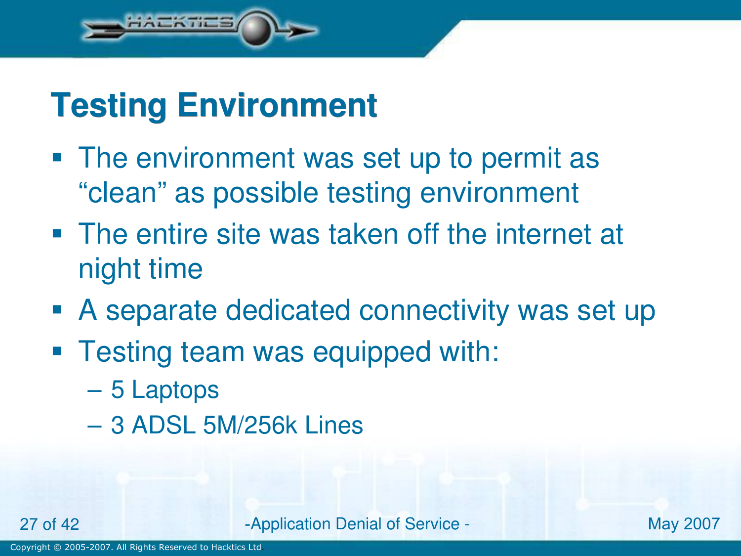# Testing Environment

- The environment was set up to permit as “clean” as possible testing environment
- The entire site was taken off the internet at night time
- A separate dedicated connectivity was set up
- Testing team was equipped with:
  - 5 Laptops
  - 3 ADSL 5M/256k Lines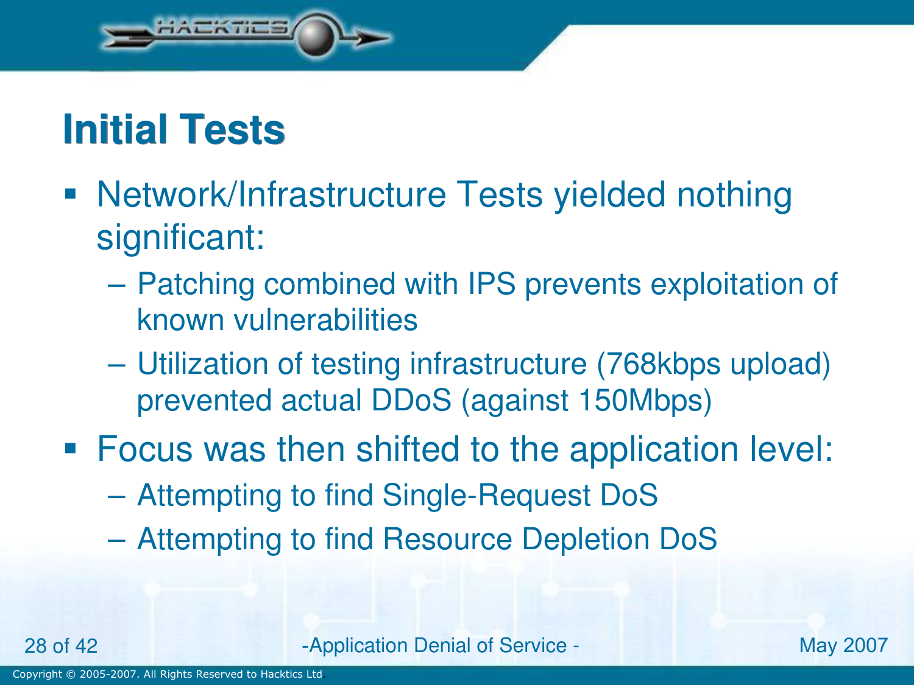# Initial Tests

- Network/Infrastructure Tests yielded nothing significant:
  - Patching combined with IPS prevents exploitation of known vulnerabilities
  - Utilization of testing infrastructure (768kbps upload) prevented actual DDoS (against 150Mbps)
- Focus was then shifted to the application level:
  - Attempting to find Single-Request DoS
  - Attempting to find Resource Depletion DoS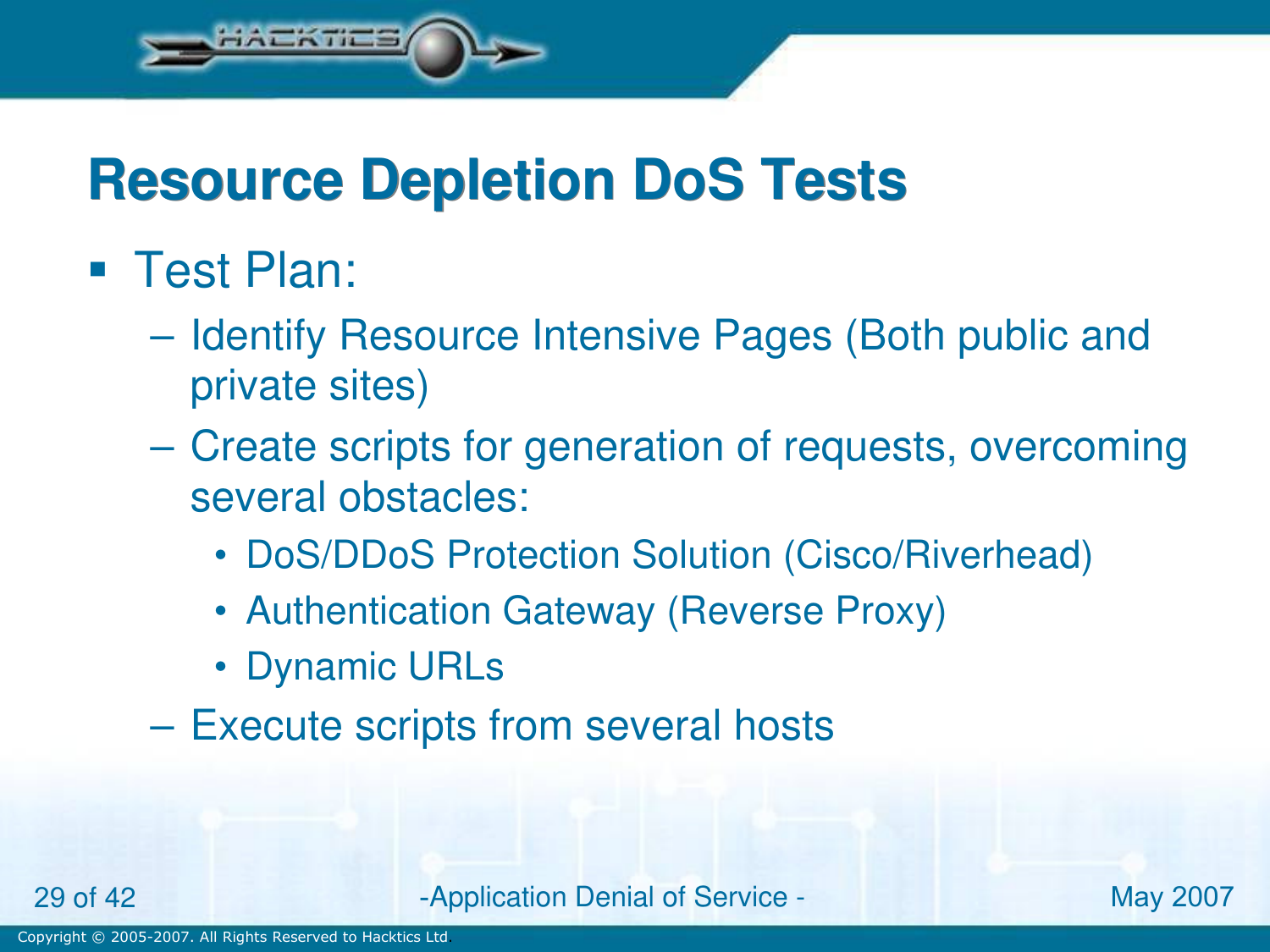# Resource Depletion DoS Tests

- Test Plan:
  - Identify Resource Intensive Pages (Both public and private sites)
  - Create scripts for generation of requests, overcoming several obstacles:
    - DoS/DDoS Protection Solution (Cisco/Riverhead)
    - Authentication Gateway (Reverse Proxy)
    - Dynamic URLs
  - Execute scripts from several hosts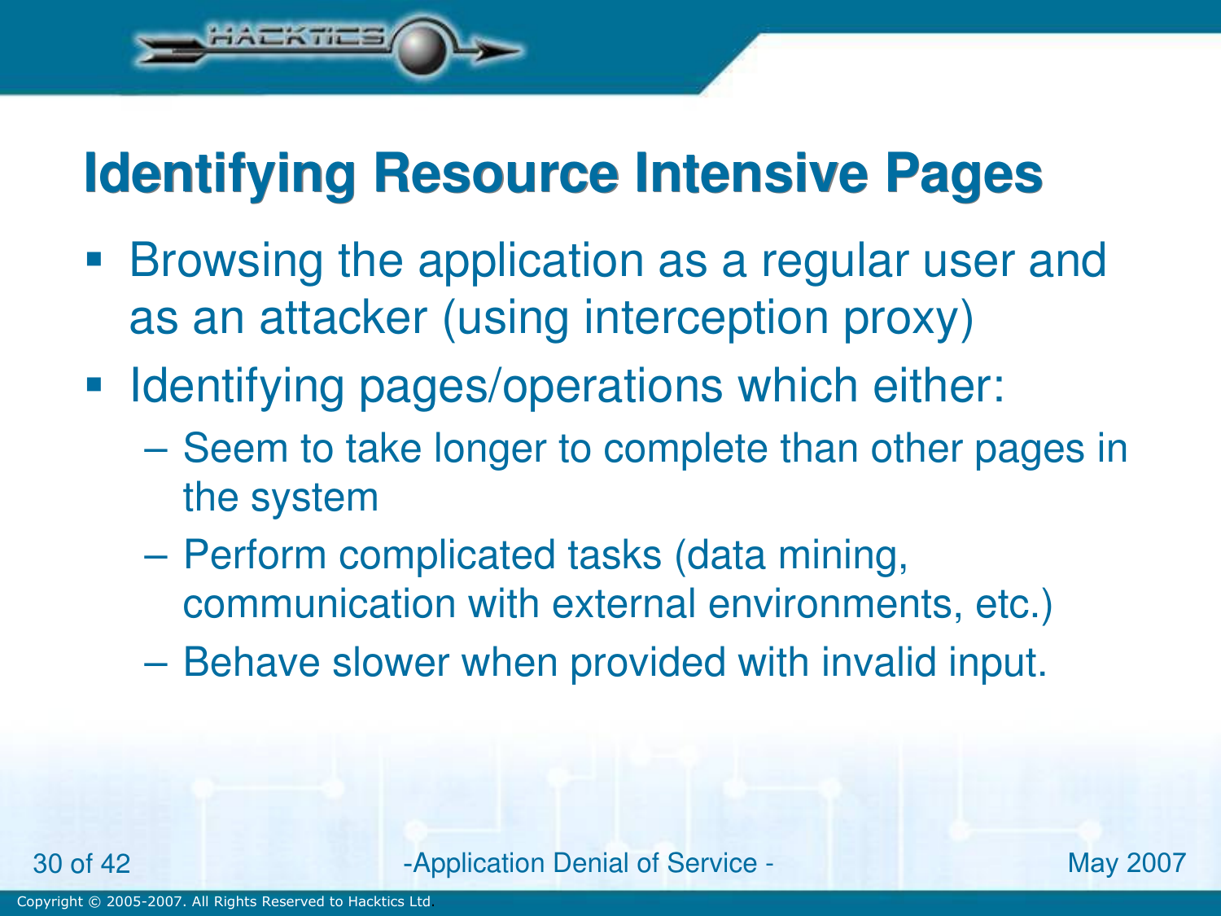# Identifying Resource Intensive Pages

- Browsing the application as a regular user and as an attacker (using interception proxy)
- Identifying pages/operations which either:
  - Seem to take longer to complete than other pages in the system
  - Perform complicated tasks (data mining, communication with external environments, etc.)
  - Behave slower when provided with invalid input.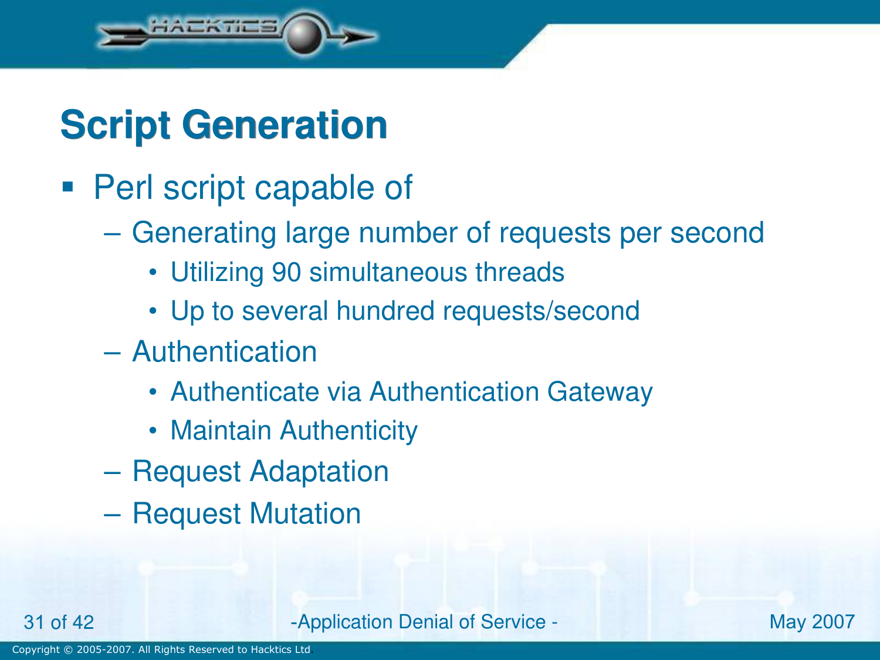# Script Generation

- Perl script capable of
  - Generating large number of requests per second
    - Utilizing 90 simultaneous threads
    - Up to several hundred requests/second
  - Authentication
    - Authenticate via Authentication Gateway
    - Maintain Authenticity
  - Request Adaptation
  - Request Mutation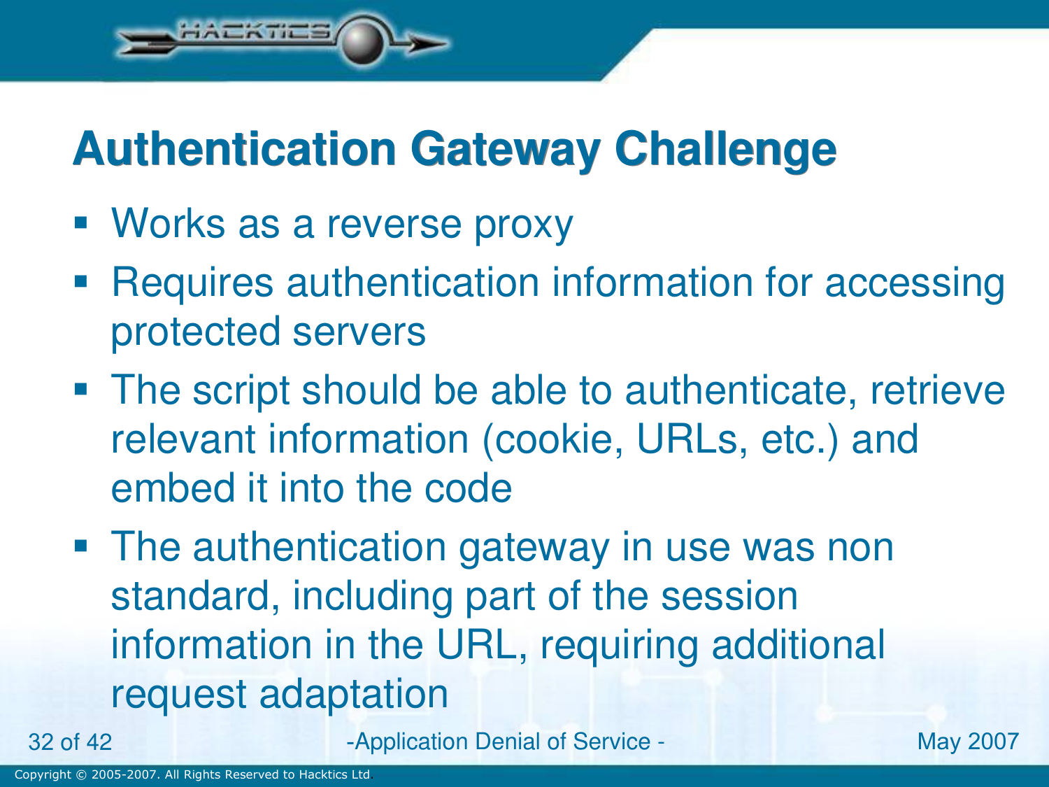# Authentication Gateway Challenge

- Works as a reverse proxy
- Requires authentication information for accessing protected servers
- The script should be able to authenticate, retrieve relevant information (cookie, URLs, etc.) and embed it into the code
- The authentication gateway in use was non standard, including part of the session information in the URL, requiring additional request adaptation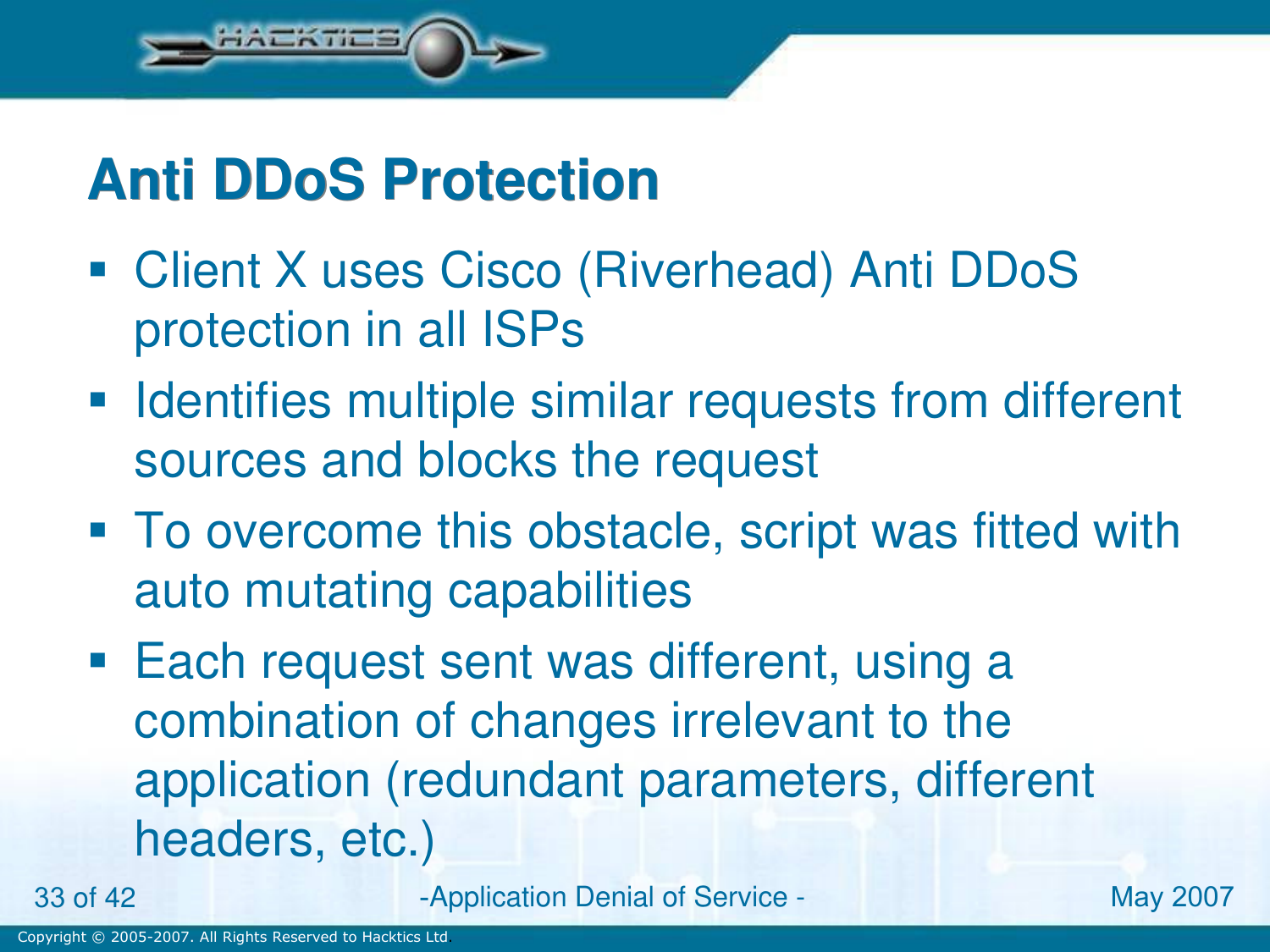# Anti DDoS Protection

- Client X uses Cisco (Riverhead) Anti DDoS protection in all ISPs
- Identifies multiple similar requests from different sources and blocks the request
- To overcome this obstacle, script was fitted with auto mutating capabilities
- Each request sent was different, using a combination of changes irrelevant to the application (redundant parameters, different headers, etc.)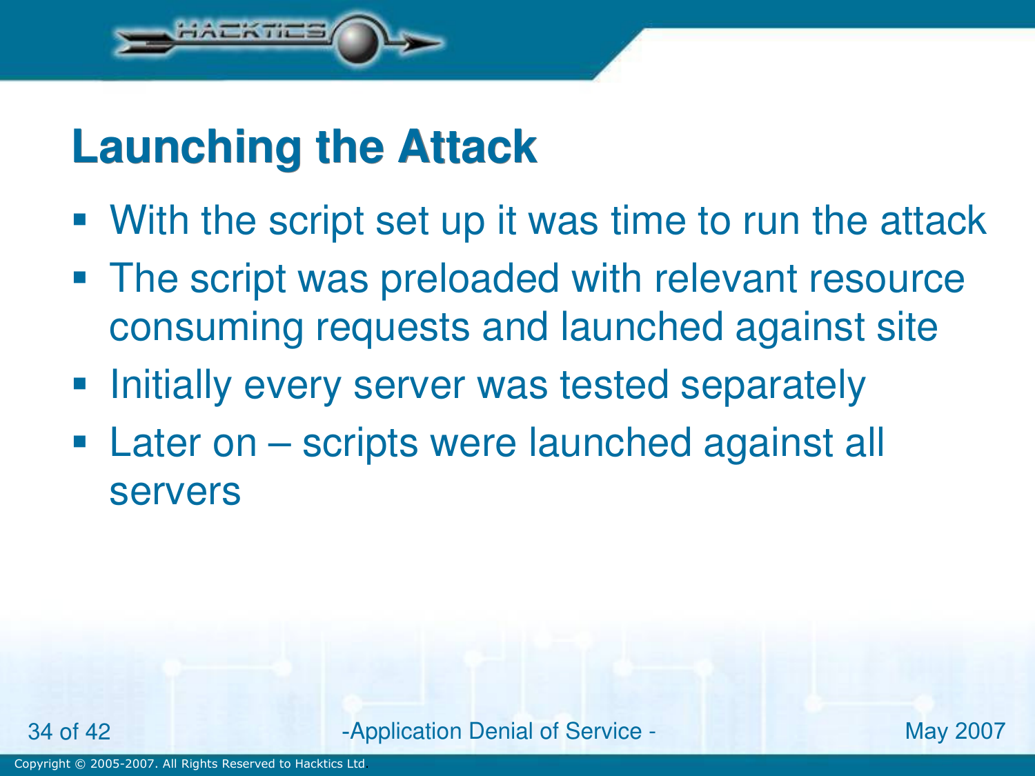# Launching the Attack

- With the script set up it was time to run the attack
- The script was preloaded with relevant resource consuming requests and launched against site
- Initially every server was tested separately
- Later on – scripts were launched against all servers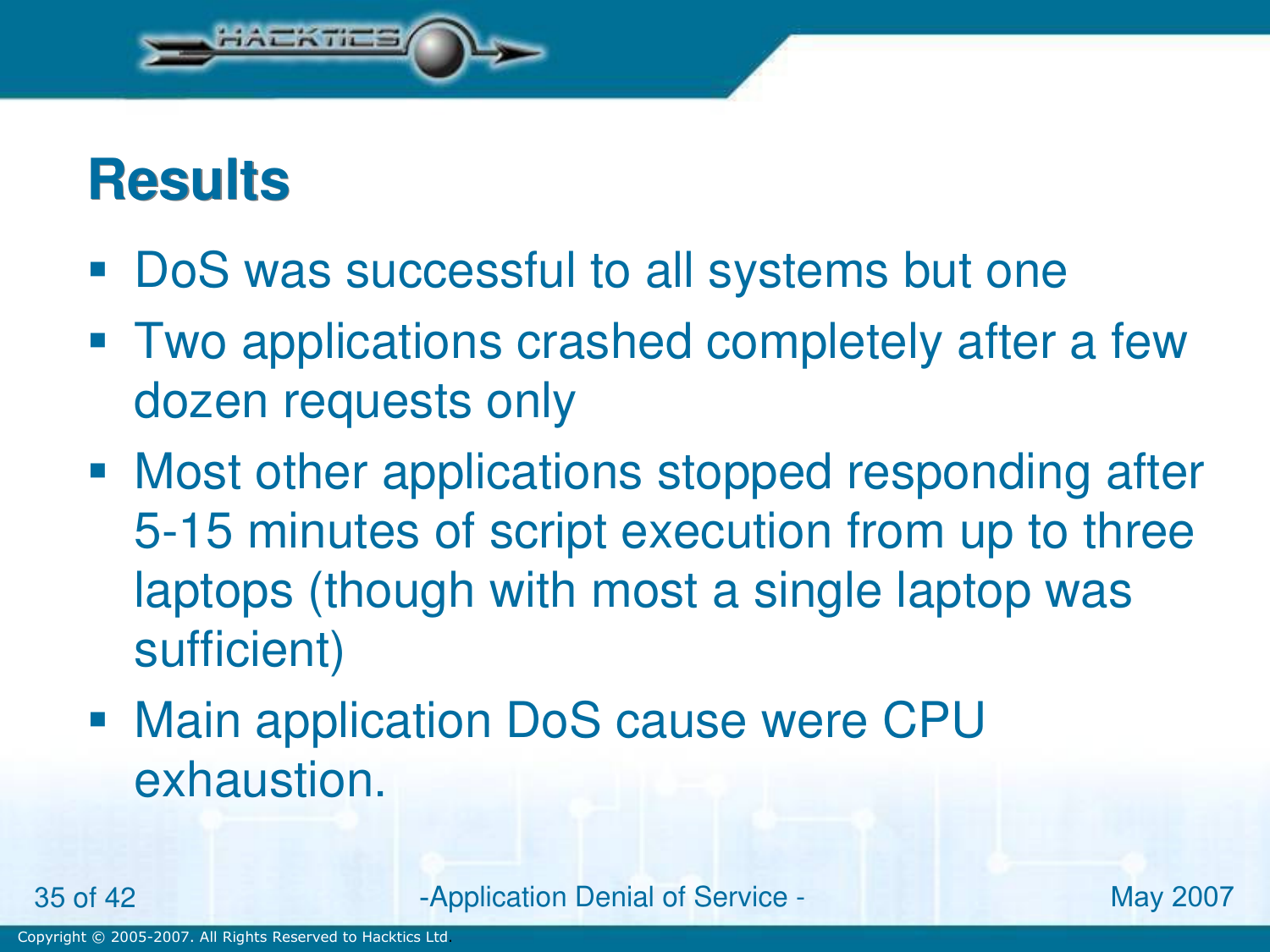# Results

- DoS was successful to all systems but one
- Two applications crashed completely after a few dozen requests only
- Most other applications stopped responding after 5-15 minutes of script execution from up to three laptops (though with most a single laptop was sufficient)
- Main application DoS cause were CPU exhaustion.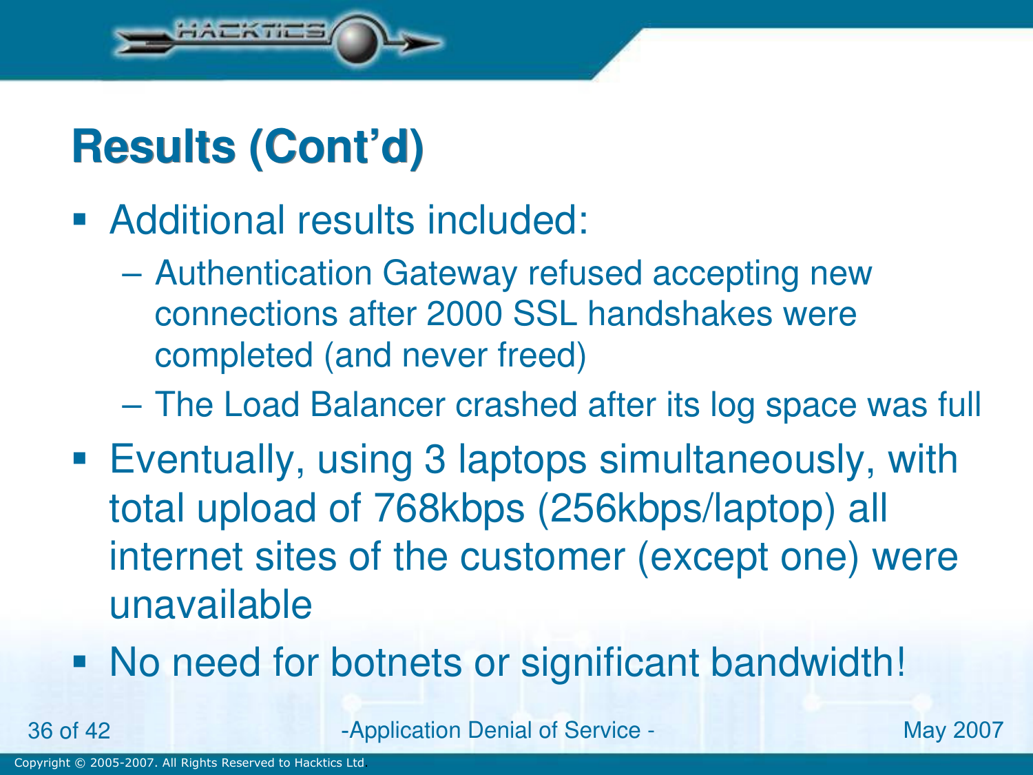# Results (Cont'd)

- Additional results included:
  - Authentication Gateway refused accepting new connections after 2000 SSL handshakes were completed (and never freed)
  - The Load Balancer crashed after its log space was full
- Eventually, using 3 laptops simultaneously, with total upload of 768kbps (256kbps/laptop) all internet sites of the customer (except one) were unavailable
- No need for botnets or significant bandwidth!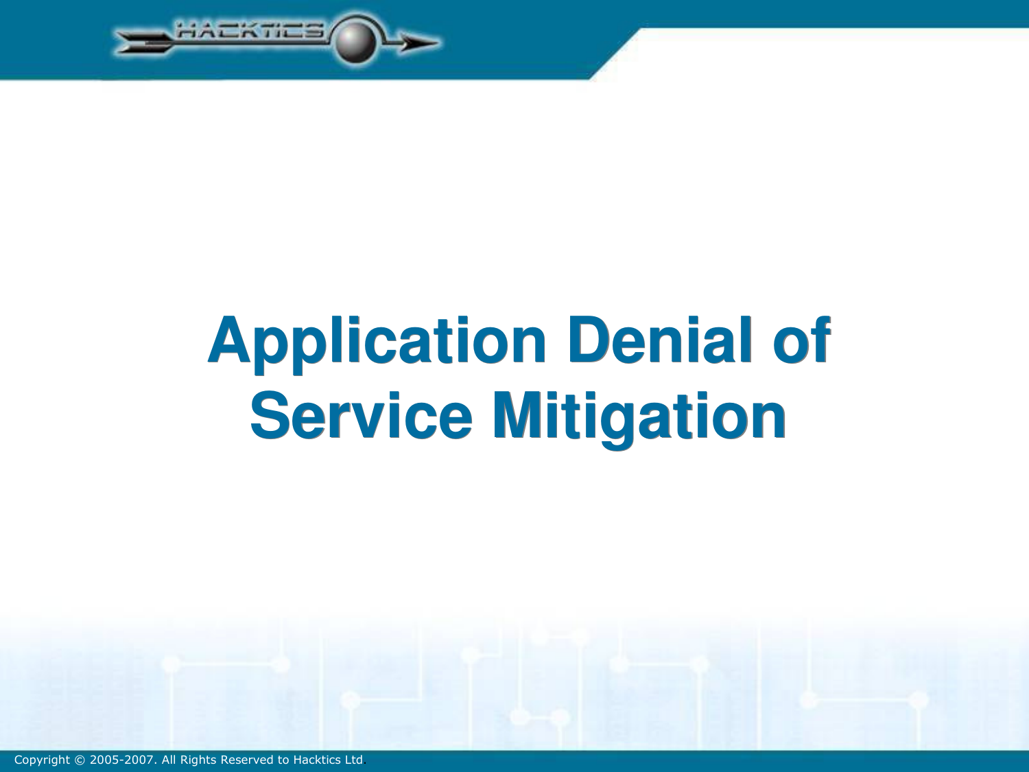# Application Denial of Service Mitigation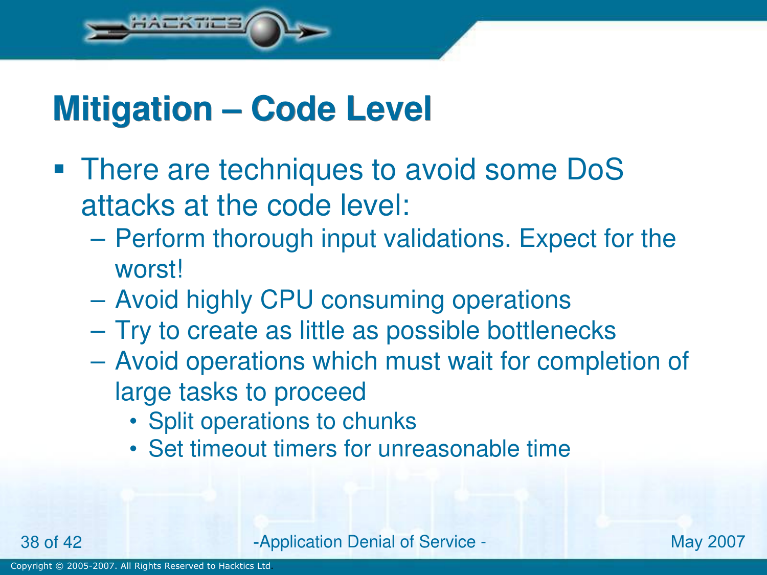# Mitigation – Code Level

- There are techniques to avoid some DoS attacks at the code level:
  - Perform thorough input validations. Expect for the worst!
  - Avoid highly CPU consuming operations
  - Try to create as little as possible bottlenecks
  - Avoid operations which must wait for completion of large tasks to proceed
    - Split operations to chunks
    - Set timeout timers for unreasonable time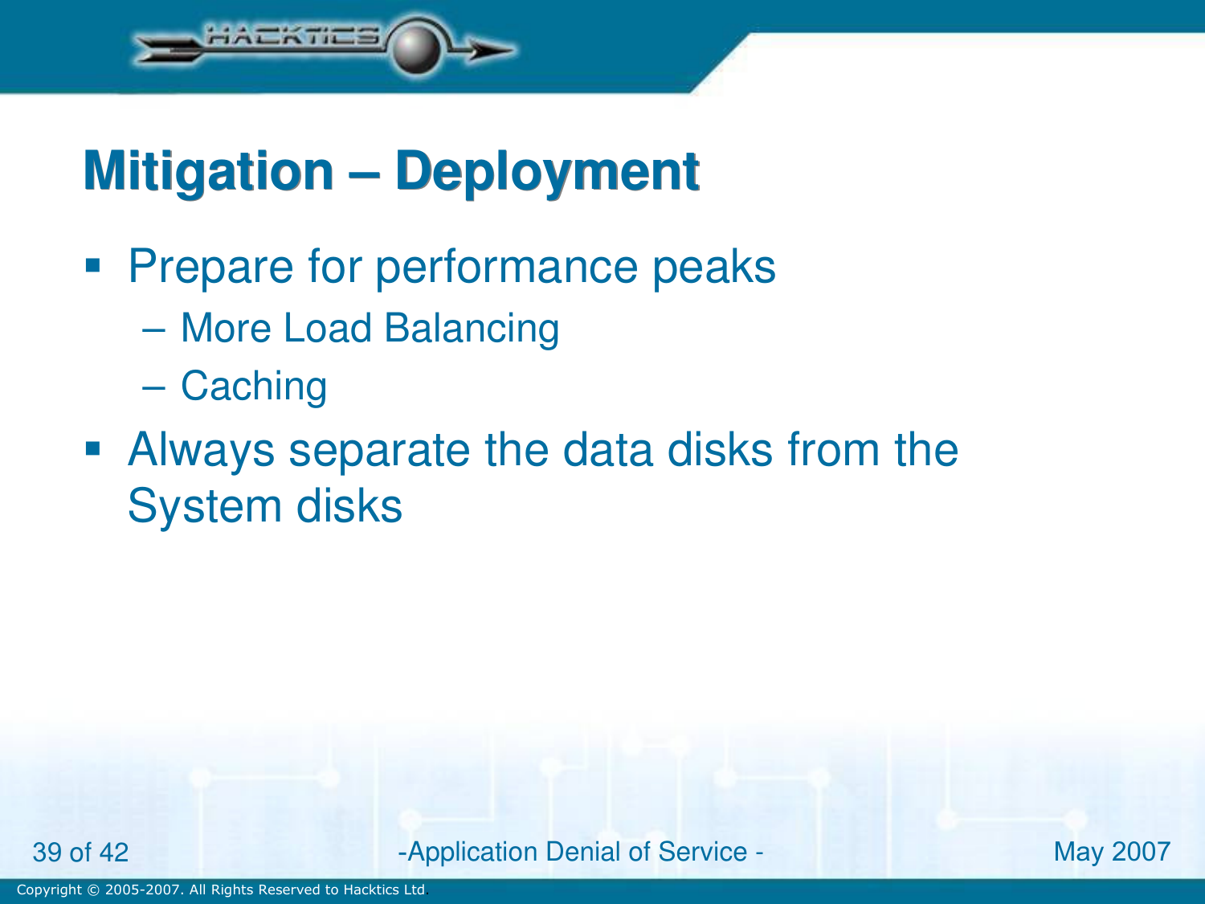# Mitigation – Deployment

- Prepare for performance peaks
  - More Load Balancing
  - Caching
- Always separate the data disks from the System disks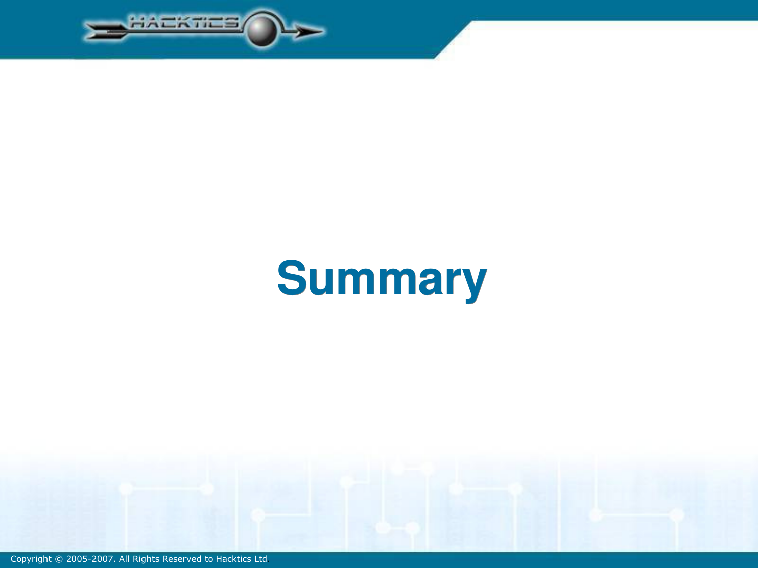# Summary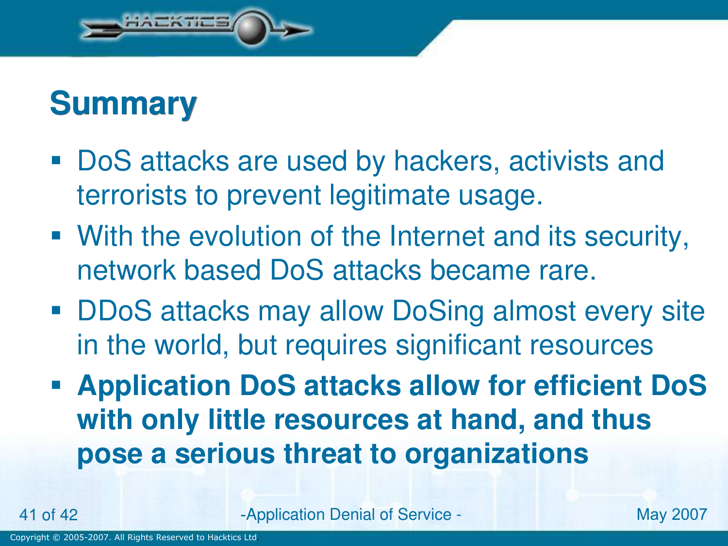# Summary

- DoS attacks are used by hackers, activists and terrorists to prevent legitimate usage.
- With the evolution of the Internet and its security, network based DoS attacks became rare.
- DDoS attacks may allow DoSing almost every site in the world, but requires significant resources
- **Application DoS attacks allow for efficient DoS with only little resources at hand, and thus pose a serious threat to organizations**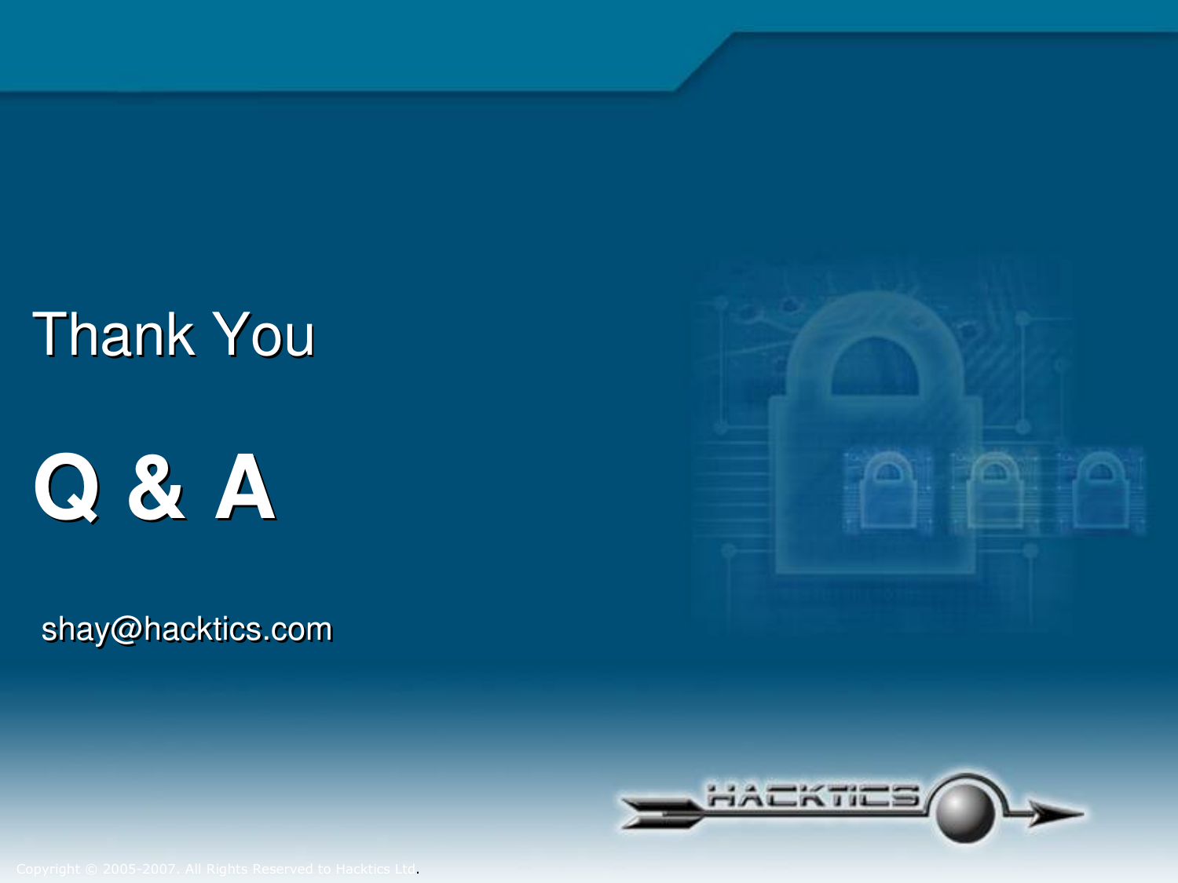# Thank You

# Q & A

shay@hacktics.com